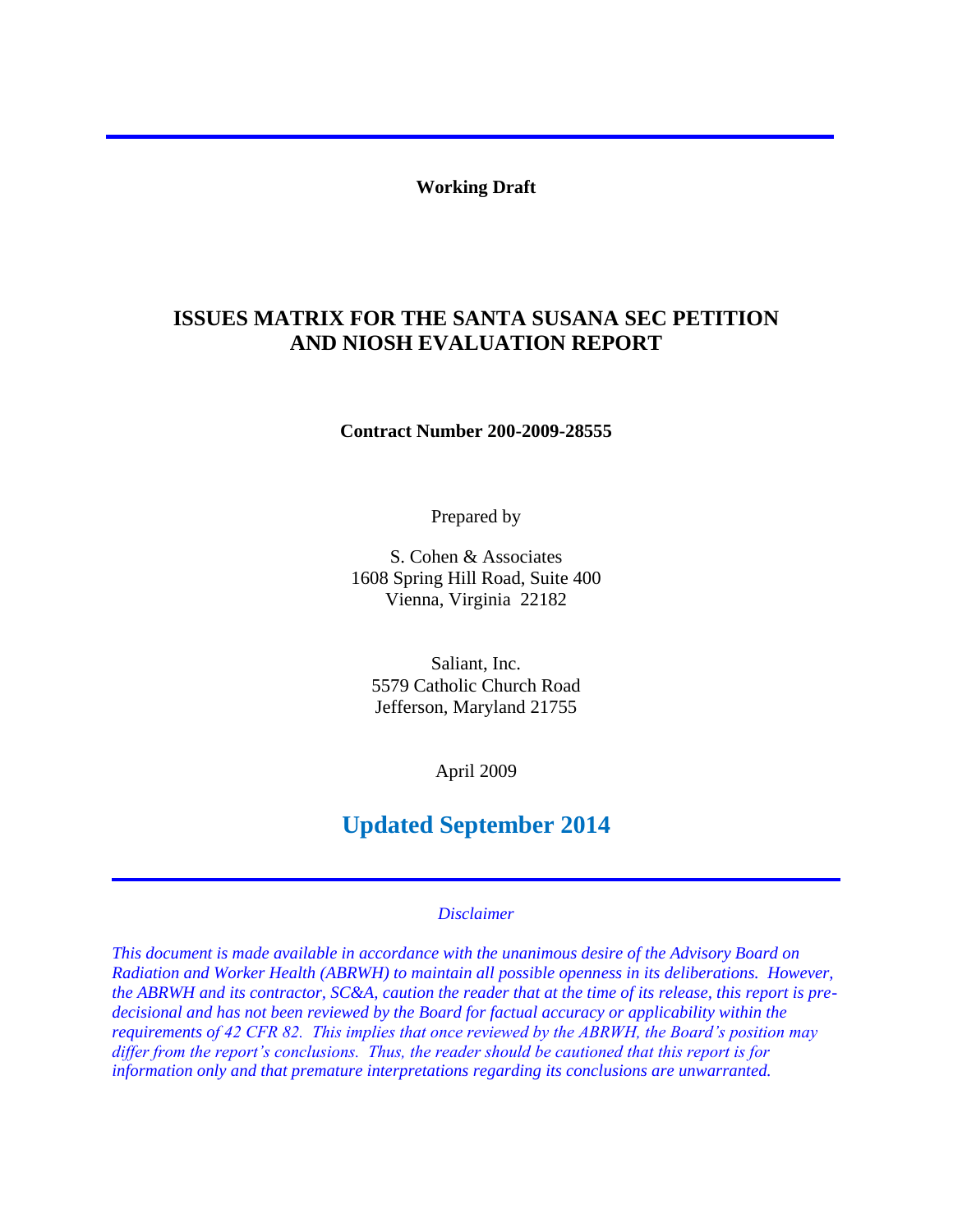**Working Draft**

# ISSUES MATRIX FOR THE SANTA SUSANA SEC PETITION AND NIOSH EVALUATION REPORT

**Contract Number 200-2009-28555**

Prepared by

S. Cohen & Associates
1608 Spring Hill Road, Suite 400
Vienna, Virginia 22182

Saliant, Inc.
5579 Catholic Church Road
Jefferson, Maryland 21755

April 2009

## Updated September 2014

*Disclaimer*

*This document is made available in accordance with the unanimous desire of the Advisory Board on Radiation and Worker Health (ABRWH) to maintain all possible openness in its deliberations. However, the ABRWH and its contractor, SC&A, caution the reader that at the time of its release, this report is pre-decisional and has not been reviewed by the Board for factual accuracy or applicability within the requirements of 42 CFR 82. This implies that once reviewed by the ABRWH, the Board's position may differ from the report's conclusions. Thus, the reader should be cautioned that this report is for information only and that premature interpretations regarding its conclusions are unwarranted.*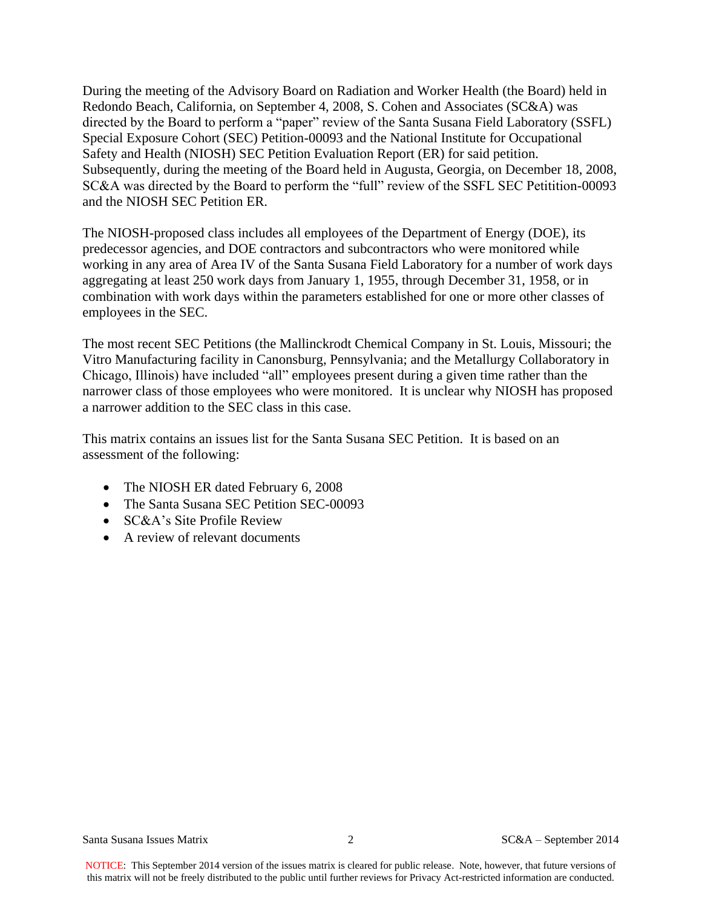During the meeting of the Advisory Board on Radiation and Worker Health (the Board) held in Redondo Beach, California, on September 4, 2008, S. Cohen and Associates (SC&A) was directed by the Board to perform a "paper" review of the Santa Susana Field Laboratory (SSFL) Special Exposure Cohort (SEC) Petition-00093 and the National Institute for Occupational Safety and Health (NIOSH) SEC Petition Evaluation Report (ER) for said petition. Subsequently, during the meeting of the Board held in Augusta, Georgia, on December 18, 2008, SC&A was directed by the Board to perform the "full" review of the SSFL SEC Petitition-00093 and the NIOSH SEC Petition ER.

The NIOSH-proposed class includes all employees of the Department of Energy (DOE), its predecessor agencies, and DOE contractors and subcontractors who were monitored while working in any area of Area IV of the Santa Susana Field Laboratory for a number of work days aggregating at least 250 work days from January 1, 1955, through December 31, 1958, or in combination with work days within the parameters established for one or more other classes of employees in the SEC.

The most recent SEC Petitions (the Mallinckrodt Chemical Company in St. Louis, Missouri; the Vitro Manufacturing facility in Canonsburg, Pennsylvania; and the Metallurgy Collaboratory in Chicago, Illinois) have included "all" employees present during a given time rather than the narrower class of those employees who were monitored. It is unclear why NIOSH has proposed a narrower addition to the SEC class in this case.

This matrix contains an issues list for the Santa Susana SEC Petition. It is based on an assessment of the following:

- The NIOSH ER dated February 6, 2008
- The Santa Susana SEC Petition SEC-00093
- SC&A's Site Profile Review
- A review of relevant documents

NOTICE: This September 2014 version of the issues matrix is cleared for public release. Note, however, that future versions of this matrix will not be freely distributed to the public until further reviews for Privacy Act-restricted information are conducted.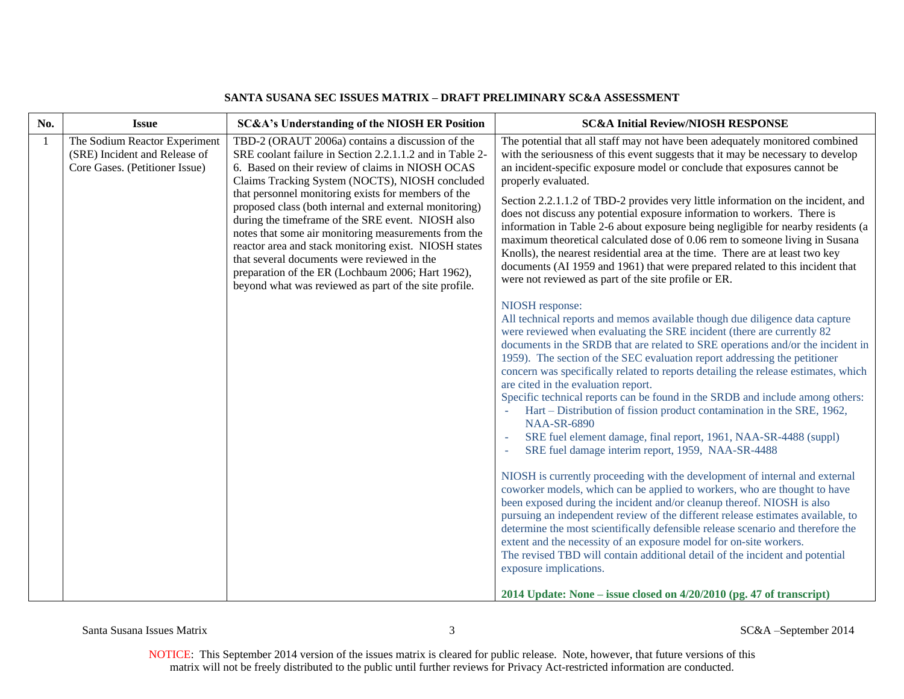## SANTA SUSANA SEC ISSUES MATRIX – DRAFT PRELIMINARY SC&A ASSESSMENT

| No. | Issue | SC&A's Understanding of the NIOSH ER Position | SC&A Initial Review/NIOSH RESPONSE |
|---|---|---|---|
| 1 | The Sodium Reactor Experiment (SRE) Incident and Release of Core Gases. (Petitioner Issue) | TBD-2 (ORAUT 2006a) contains a discussion of the SRE coolant failure in Section 2.2.1.1.2 and in Table 2-6. Based on their review of claims in NIOSH OCAS Claims Tracking System (NOCTS), NIOSH concluded that personnel monitoring exists for members of the proposed class (both internal and external monitoring) during the timeframe of the SRE event. NIOSH also notes that some air monitoring measurements from the reactor area and stack monitoring exist. NIOSH states that several documents were reviewed in the preparation of the ER (Lochbaum 2006; Hart 1962), beyond what was reviewed as part of the site profile. | The potential that all staff may not have been adequately monitored combined with the seriousness of this event suggests that it may be necessary to develop an incident-specific exposure model or conclude that exposures cannot be properly evaluated.<br><br>Section 2.2.1.1.2 of TBD-2 provides very little information on the incident, and does not discuss any potential exposure information to workers. There is information in Table 2-6 about exposure being negligible for nearby residents (a maximum theoretical calculated dose of 0.06 rem to someone living in Susana Knolls), the nearest residential area at the time. There are at least two key documents (AI 1959 and 1961) that were prepared related to this incident that were not reviewed as part of the site profile or ER.<br><br>NIOSH response:<br>All technical reports and memos available though due diligence data capture were reviewed when evaluating the SRE incident (there are currently 82 documents in the SRDB that are related to SRE operations and/or the incident in 1959). The section of the SEC evaluation report addressing the petitioner concern was specifically related to reports detailing the release estimates, which are cited in the evaluation report.<br>Specific technical reports can be found in the SRDB and include among others:<br>- Hart – Distribution of fission product contamination in the SRE, 1962, NAA-SR-6890<br>- SRE fuel element damage, final report, 1961, NAA-SR-4488 (suppl)<br>- SRE fuel damage interim report, 1959, NAA-SR-4488<br><br>NIOSH is currently proceeding with the development of internal and external coworker models, which can be applied to workers, who are thought to have been exposed during the incident and/or cleanup thereof. NIOSH is also pursuing an independent review of the different release estimates available, to determine the most scientifically defensible release scenario and therefore the extent and the necessity of an exposure model for on-site workers.<br>The revised TBD will contain additional detail of the incident and potential exposure implications.<br><br>**2014 Update: None – issue closed on 4/20/2010 (pg. 47 of transcript)** |

NOTICE: This September 2014 version of the issues matrix is cleared for public release. Note, however, that future versions of this matrix will not be freely distributed to the public until further reviews for Privacy Act-restricted information are conducted.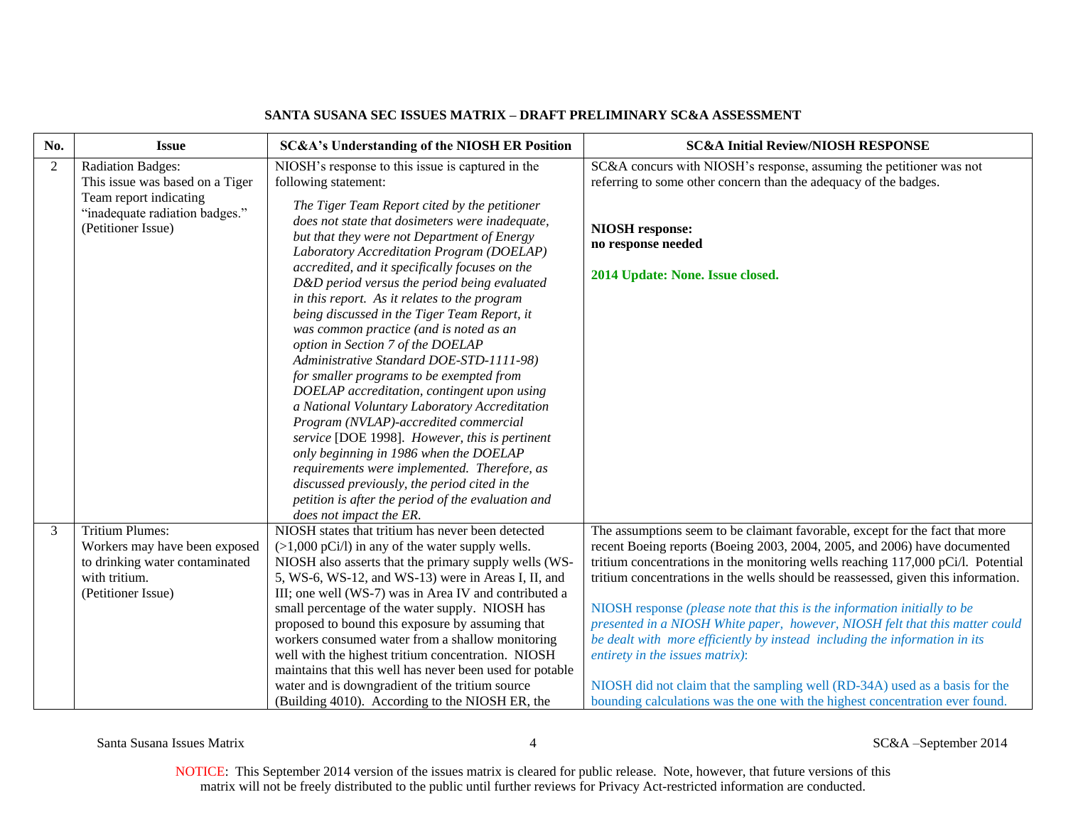## SANTA SUSANA SEC ISSUES MATRIX – DRAFT PRELIMINARY SC&A ASSESSMENT

| No. | Issue | SC&A's Understanding of the NIOSH ER Position | SC&A Initial Review/NIOSH RESPONSE |
|---|---|---|---|
| 2 | Radiation Badges:<br>This issue was based on a Tiger Team report indicating "inadequate radiation badges."<br>(Petitioner Issue) | NIOSH's response to this issue is captured in the following statement:<br><br>*The Tiger Team Report cited by the petitioner does not state that dosimeters were inadequate, but that they were not Department of Energy Laboratory Accreditation Program (DOELAP) accredited, and it specifically focuses on the D&D period versus the period being evaluated in this report. As it relates to the program being discussed in the Tiger Team Report, it was common practice (and is noted as an option in Section 7 of the DOELAP Administrative Standard DOE-STD-1111-98) for smaller programs to be exempted from DOELAP accreditation, contingent upon using a National Voluntary Laboratory Accreditation Program (NVLAP)-accredited commercial service* [DOE 1998]. *However, this is pertinent only beginning in 1986 when the DOELAP requirements were implemented. Therefore, as discussed previously, the period cited in the petition is after the period of the evaluation and does not impact the ER.* | SC&A concurs with NIOSH's response, assuming the petitioner was not referring to some other concern than the adequacy of the badges.<br><br>**NIOSH response:**<br>**no response needed**<br><br>**2014 Update: None. Issue closed.** |
| 3 | Tritium Plumes:<br>Workers may have been exposed to drinking water contaminated with tritium.<br>(Petitioner Issue) | NIOSH states that tritium has never been detected (>1,000 pCi/l) in any of the water supply wells. NIOSH also asserts that the primary supply wells (WS-5, WS-6, WS-12, and WS-13) were in Areas I, II, and III; one well (WS-7) was in Area IV and contributed a small percentage of the water supply. NIOSH has proposed to bound this exposure by assuming that workers consumed water from a shallow monitoring well with the highest tritium concentration. NIOSH maintains that this well has never been used for potable water and is downgradient of the tritium source (Building 4010). According to the NIOSH ER, the | The assumptions seem to be claimant favorable, except for the fact that more recent Boeing reports (Boeing 2003, 2004, 2005, and 2006) have documented tritium concentrations in the monitoring wells reaching 117,000 pCi/l. Potential tritium concentrations in the wells should be reassessed, given this information.<br><br>NIOSH response *(please note that this is the information initially to be presented in a NIOSH White paper, however, NIOSH felt that this matter could be dealt with more efficiently by instead including the information in its entirety in the issues matrix)*:<br><br>NIOSH did not claim that the sampling well (RD-34A) used as a basis for the bounding calculations was the one with the highest concentration ever found. |

NOTICE: This September 2014 version of the issues matrix is cleared for public release. Note, however, that future versions of this matrix will not be freely distributed to the public until further reviews for Privacy Act-restricted information are conducted.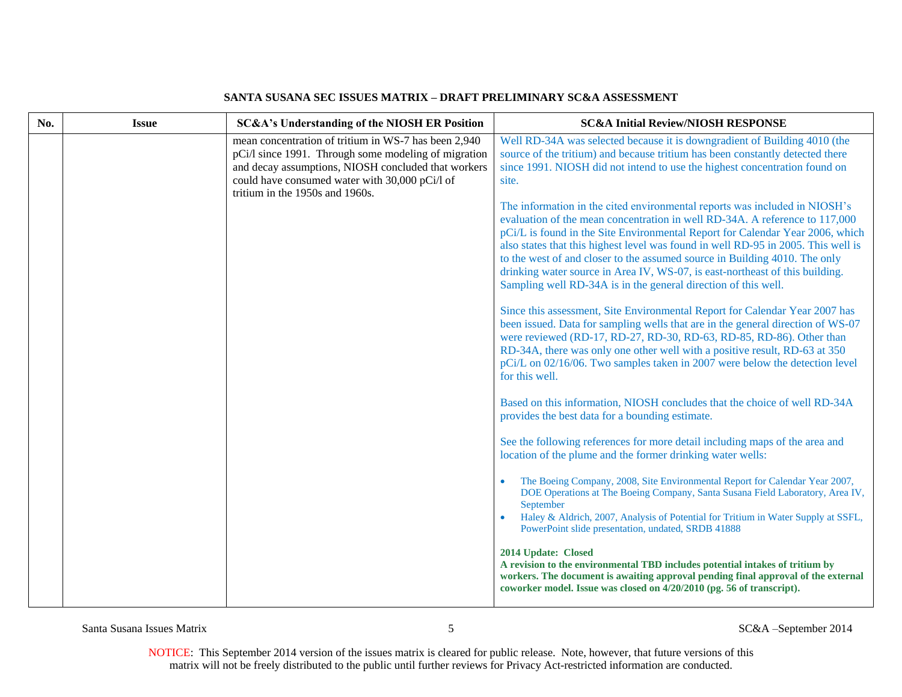## SANTA SUSANA SEC ISSUES MATRIX – DRAFT PRELIMINARY SC&A ASSESSMENT

| No. | Issue | SC&A's Understanding of the NIOSH ER Position | SC&A Initial Review/NIOSH RESPONSE |
|---|---|---|---|
| | | mean concentration of tritium in WS-7 has been 2,940 pCi/l since 1991. Through some modeling of migration and decay assumptions, NIOSH concluded that workers could have consumed water with 30,000 pCi/l of tritium in the 1950s and 1960s. | Well RD-34A was selected because it is downgradient of Building 4010 (the source of the tritium) and because tritium has been constantly detected there since 1991. NIOSH did not intend to use the highest concentration found on site.<br><br>The information in the cited environmental reports was included in NIOSH's evaluation of the mean concentration in well RD-34A. A reference to 117,000 pCi/L is found in the Site Environmental Report for Calendar Year 2006, which also states that this highest level was found in well RD-95 in 2005. This well is to the west of and closer to the assumed source in Building 4010. The only drinking water source in Area IV, WS-07, is east-northeast of this building. Sampling well RD-34A is in the general direction of this well.<br><br>Since this assessment, Site Environmental Report for Calendar Year 2007 has been issued. Data for sampling wells that are in the general direction of WS-07 were reviewed (RD-17, RD-27, RD-30, RD-63, RD-85, RD-86). Other than RD-34A, there was only one other well with a positive result, RD-63 at 350 pCi/L on 02/16/06. Two samples taken in 2007 were below the detection level for this well.<br><br>Based on this information, NIOSH concludes that the choice of well RD-34A provides the best data for a bounding estimate.<br><br>See the following references for more detail including maps of the area and location of the plume and the former drinking water wells:<br><br>• The Boeing Company, 2008, Site Environmental Report for Calendar Year 2007, DOE Operations at The Boeing Company, Santa Susana Field Laboratory, Area IV, September<br>• Haley & Aldrich, 2007, Analysis of Potential for Tritium in Water Supply at SSFL, PowerPoint slide presentation, undated, SRDB 41888<br><br>**2014 Update: Closed**<br>**A revision to the environmental TBD includes potential intakes of tritium by workers. The document is awaiting approval pending final approval of the external coworker model. Issue was closed on 4/20/2010 (pg. 56 of transcript).** |

NOTICE: This September 2014 version of the issues matrix is cleared for public release. Note, however, that future versions of this matrix will not be freely distributed to the public until further reviews for Privacy Act-restricted information are conducted.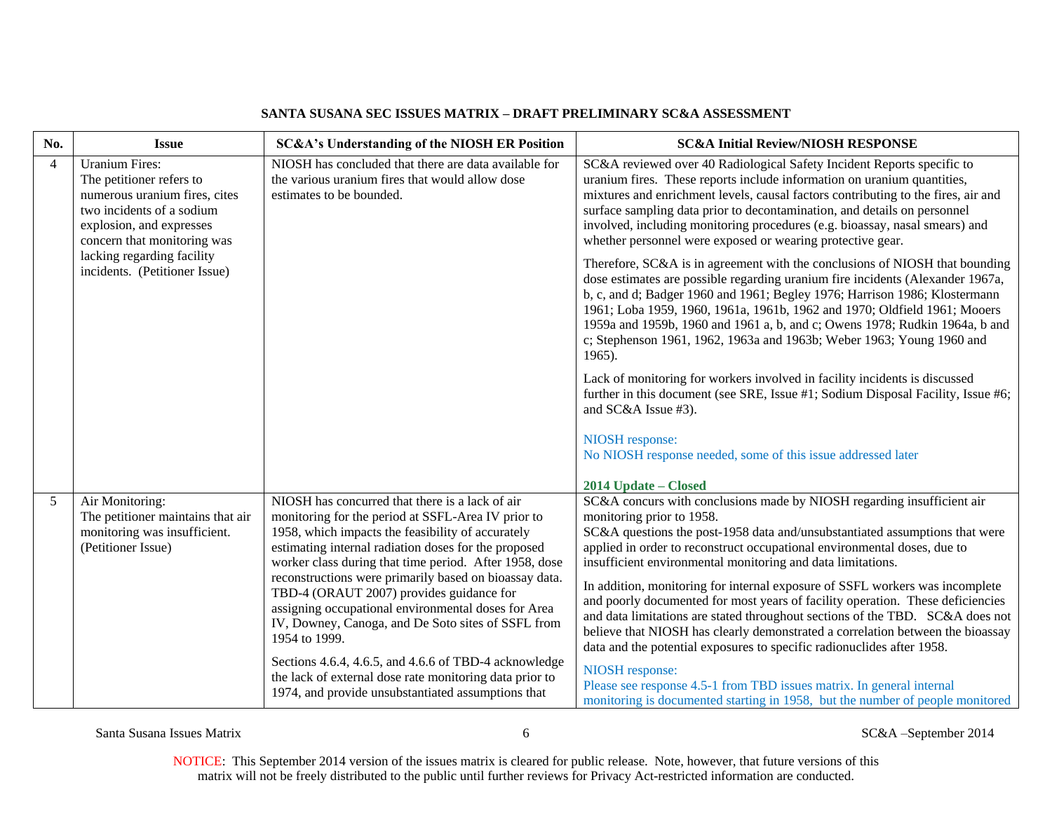**SANTA SUSANA SEC ISSUES MATRIX – DRAFT PRELIMINARY SC&A ASSESSMENT**

| No. | Issue | SC&A's Understanding of the NIOSH ER Position | SC&A Initial Review/NIOSH RESPONSE |
|---|---|---|---|
| 4 | Uranium Fires:<br>The petitioner refers to numerous uranium fires, cites two incidents of a sodium explosion, and expresses concern that monitoring was lacking regarding facility incidents. (Petitioner Issue) | NIOSH has concluded that there are data available for the various uranium fires that would allow dose estimates to be bounded. | SC&A reviewed over 40 Radiological Safety Incident Reports specific to uranium fires. These reports include information on uranium quantities, mixtures and enrichment levels, causal factors contributing to the fires, air and surface sampling data prior to decontamination, and details on personnel involved, including monitoring procedures (e.g. bioassay, nasal smears) and whether personnel were exposed or wearing protective gear.<br><br>Therefore, SC&A is in agreement with the conclusions of NIOSH that bounding dose estimates are possible regarding uranium fire incidents (Alexander 1967a, b, c, and d; Badger 1960 and 1961; Begley 1976; Harrison 1986; Klostermann 1961; Loba 1959, 1960, 1961a, 1961b, 1962 and 1970; Oldfield 1961; Mooers 1959a and 1959b, 1960 and 1961 a, b, and c; Owens 1978; Rudkin 1964a, b and c; Stephenson 1961, 1962, 1963a and 1963b; Weber 1963; Young 1960 and 1965).<br><br>Lack of monitoring for workers involved in facility incidents is discussed further in this document (see SRE, Issue #1; Sodium Disposal Facility, Issue #6; and SC&A Issue #3).<br><br>NIOSH response:<br>No NIOSH response needed, some of this issue addressed later<br><br>**2014 Update – Closed** |
| 5 | Air Monitoring:<br>The petitioner maintains that air monitoring was insufficient. (Petitioner Issue) | NIOSH has concurred that there is a lack of air monitoring for the period at SSFL-Area IV prior to 1958, which impacts the feasibility of accurately estimating internal radiation doses for the proposed worker class during that time period. After 1958, dose reconstructions were primarily based on bioassay data. TBD-4 (ORAUT 2007) provides guidance for assigning occupational environmental doses for Area IV, Downey, Canoga, and De Soto sites of SSFL from 1954 to 1999.<br><br>Sections 4.6.4, 4.6.5, and 4.6.6 of TBD-4 acknowledge the lack of external dose rate monitoring data prior to 1974, and provide unsubstantiated assumptions that | SC&A concurs with conclusions made by NIOSH regarding insufficient air monitoring prior to 1958.<br>SC&A questions the post-1958 data and/unsubstantiated assumptions that were applied in order to reconstruct occupational environmental doses, due to insufficient environmental monitoring and data limitations.<br><br>In addition, monitoring for internal exposure of SSFL workers was incomplete and poorly documented for most years of facility operation. These deficiencies and data limitations are stated throughout sections of the TBD. SC&A does not believe that NIOSH has clearly demonstrated a correlation between the bioassay data and the potential exposures to specific radionuclides after 1958.<br><br>NIOSH response:<br>Please see response 4.5-1 from TBD issues matrix. In general internal monitoring is documented starting in 1958, but the number of people monitored |

NOTICE: This September 2014 version of the issues matrix is cleared for public release. Note, however, that future versions of this matrix will not be freely distributed to the public until further reviews for Privacy Act-restricted information are conducted.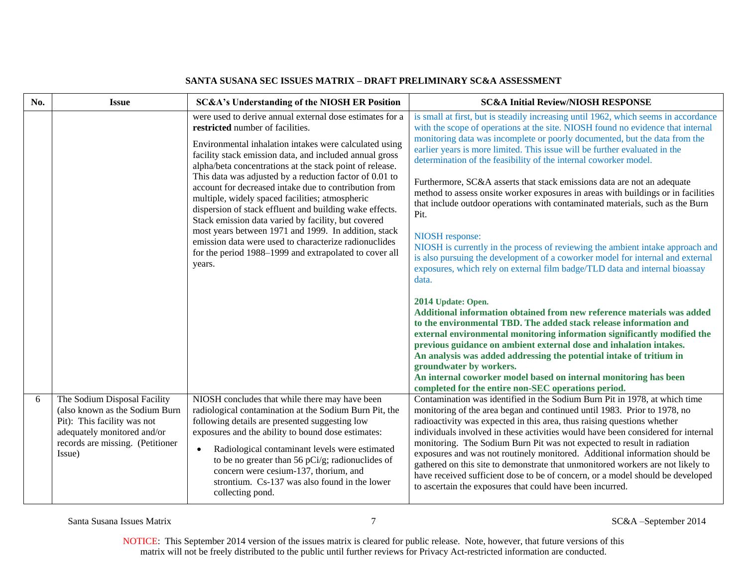**SANTA SUSANA SEC ISSUES MATRIX – DRAFT PRELIMINARY SC&A ASSESSMENT**

| No. | Issue | SC&A's Understanding of the NIOSH ER Position | SC&A Initial Review/NIOSH RESPONSE |
|---|---|---|---|
| | | were used to derive annual external dose estimates for a **restricted** number of facilities.<br><br>Environmental inhalation intakes were calculated using facility stack emission data, and included annual gross alpha/beta concentrations at the stack point of release. This data was adjusted by a reduction factor of 0.01 to account for decreased intake due to contribution from multiple, widely spaced facilities; atmospheric dispersion of stack effluent and building wake effects. Stack emission data varied by facility, but covered most years between 1971 and 1999. In addition, stack emission data were used to characterize radionuclides for the period 1988–1999 and extrapolated to cover all years. | is small at first, but is steadily increasing until 1962, which seems in accordance with the scope of operations at the site. NIOSH found no evidence that internal monitoring data was incomplete or poorly documented, but the data from the earlier years is more limited. This issue will be further evaluated in the determination of the feasibility of the internal coworker model.<br><br>Furthermore, SC&A asserts that stack emissions data are not an adequate method to assess onsite worker exposures in areas with buildings or in facilities that include outdoor operations with contaminated materials, such as the Burn Pit.<br><br>NIOSH response:<br>NIOSH is currently in the process of reviewing the ambient intake approach and is also pursuing the development of a coworker model for internal and external exposures, which rely on external film badge/TLD data and internal bioassay data.<br><br>**2014 Update: Open.**<br>**Additional information obtained from new reference materials was added to the environmental TBD. The added stack release information and external environmental monitoring information significantly modified the previous guidance on ambient external dose and inhalation intakes.**<br>**An analysis was added addressing the potential intake of tritium in groundwater by workers.**<br>**An internal coworker model based on internal monitoring has been completed for the entire non-SEC operations period.** |
| 6 | The Sodium Disposal Facility (also known as the Sodium Burn Pit): This facility was not adequately monitored and/or records are missing. (Petitioner Issue) | NIOSH concludes that while there may have been radiological contamination at the Sodium Burn Pit, the following details are presented suggesting low exposures and the ability to bound dose estimates:<br><br>• Radiological contaminant levels were estimated to be no greater than 56 pCi/g; radionuclides of concern were cesium-137, thorium, and strontium. Cs-137 was also found in the lower collecting pond. | Contamination was identified in the Sodium Burn Pit in 1978, at which time monitoring of the area began and continued until 1983. Prior to 1978, no radioactivity was expected in this area, thus raising questions whether individuals involved in these activities would have been considered for internal monitoring. The Sodium Burn Pit was not expected to result in radiation exposures and was not routinely monitored. Additional information should be gathered on this site to demonstrate that unmonitored workers are not likely to have received sufficient dose to be of concern, or a model should be developed to ascertain the exposures that could have been incurred. |

NOTICE: This September 2014 version of the issues matrix is cleared for public release. Note, however, that future versions of this matrix will not be freely distributed to the public until further reviews for Privacy Act-restricted information are conducted.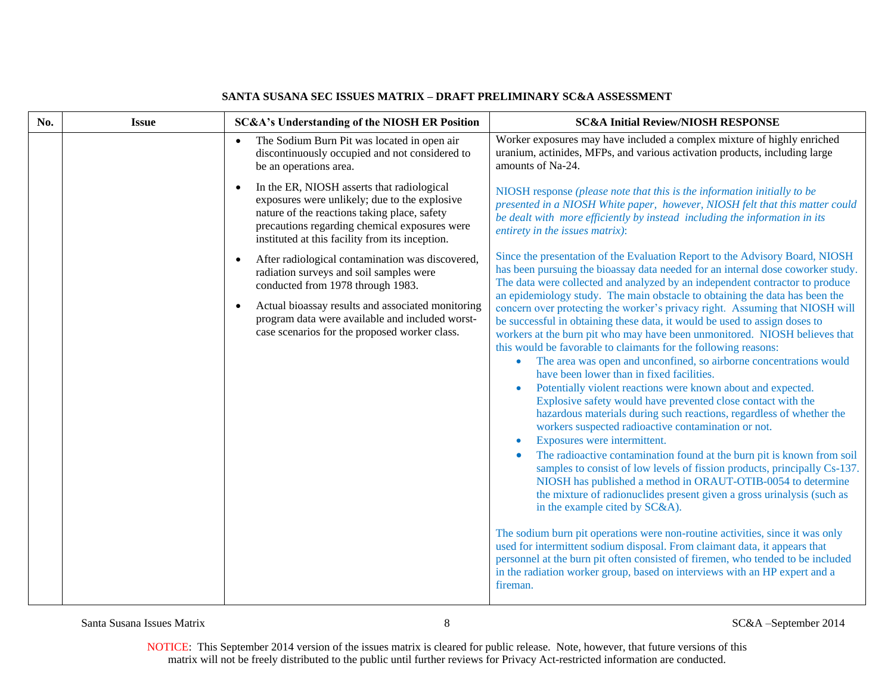**SANTA SUSANA SEC ISSUES MATRIX – DRAFT PRELIMINARY SC&A ASSESSMENT**

| No. | Issue | SC&A's Understanding of the NIOSH ER Position | SC&A Initial Review/NIOSH RESPONSE |
|---|---|---|---|
| | | • The Sodium Burn Pit was located in open air discontinuously occupied and not considered to be an operations area.<br><br>• In the ER, NIOSH asserts that radiological exposures were unlikely; due to the explosive nature of the reactions taking place, safety precautions regarding chemical exposures were instituted at this facility from its inception.<br><br>• After radiological contamination was discovered, radiation surveys and soil samples were conducted from 1978 through 1983.<br><br>• Actual bioassay results and associated monitoring program data were available and included worst-case scenarios for the proposed worker class. | Worker exposures may have included a complex mixture of highly enriched uranium, actinides, MFPs, and various activation products, including large amounts of Na-24.<br><br>NIOSH response *(please note that this is the information initially to be presented in a NIOSH White paper, however, NIOSH felt that this matter could be dealt with more efficiently by instead including the information in its entirety in the issues matrix)*:<br><br>Since the presentation of the Evaluation Report to the Advisory Board, NIOSH has been pursuing the bioassay data needed for an internal dose coworker study. The data were collected and analyzed by an independent contractor to produce an epidemiology study. The main obstacle to obtaining the data has been the concern over protecting the worker's privacy right. Assuming that NIOSH will be successful in obtaining these data, it would be used to assign doses to workers at the burn pit who may have been unmonitored. NIOSH believes that this would be favorable to claimants for the following reasons:<br>• The area was open and unconfined, so airborne concentrations would have been lower than in fixed facilities.<br>• Potentially violent reactions were known about and expected. Explosive safety would have prevented close contact with the hazardous materials during such reactions, regardless of whether the workers suspected radioactive contamination or not.<br>• Exposures were intermittent.<br>• The radioactive contamination found at the burn pit is known from soil samples to consist of low levels of fission products, principally Cs-137. NIOSH has published a method in ORAUT-OTIB-0054 to determine the mixture of radionuclides present given a gross urinalysis (such as in the example cited by SC&A).<br><br>The sodium burn pit operations were non-routine activities, since it was only used for intermittent sodium disposal. From claimant data, it appears that personnel at the burn pit often consisted of firemen, who tended to be included in the radiation worker group, based on interviews with an HP expert and a fireman. |

NOTICE: This September 2014 version of the issues matrix is cleared for public release. Note, however, that future versions of this matrix will not be freely distributed to the public until further reviews for Privacy Act-restricted information are conducted.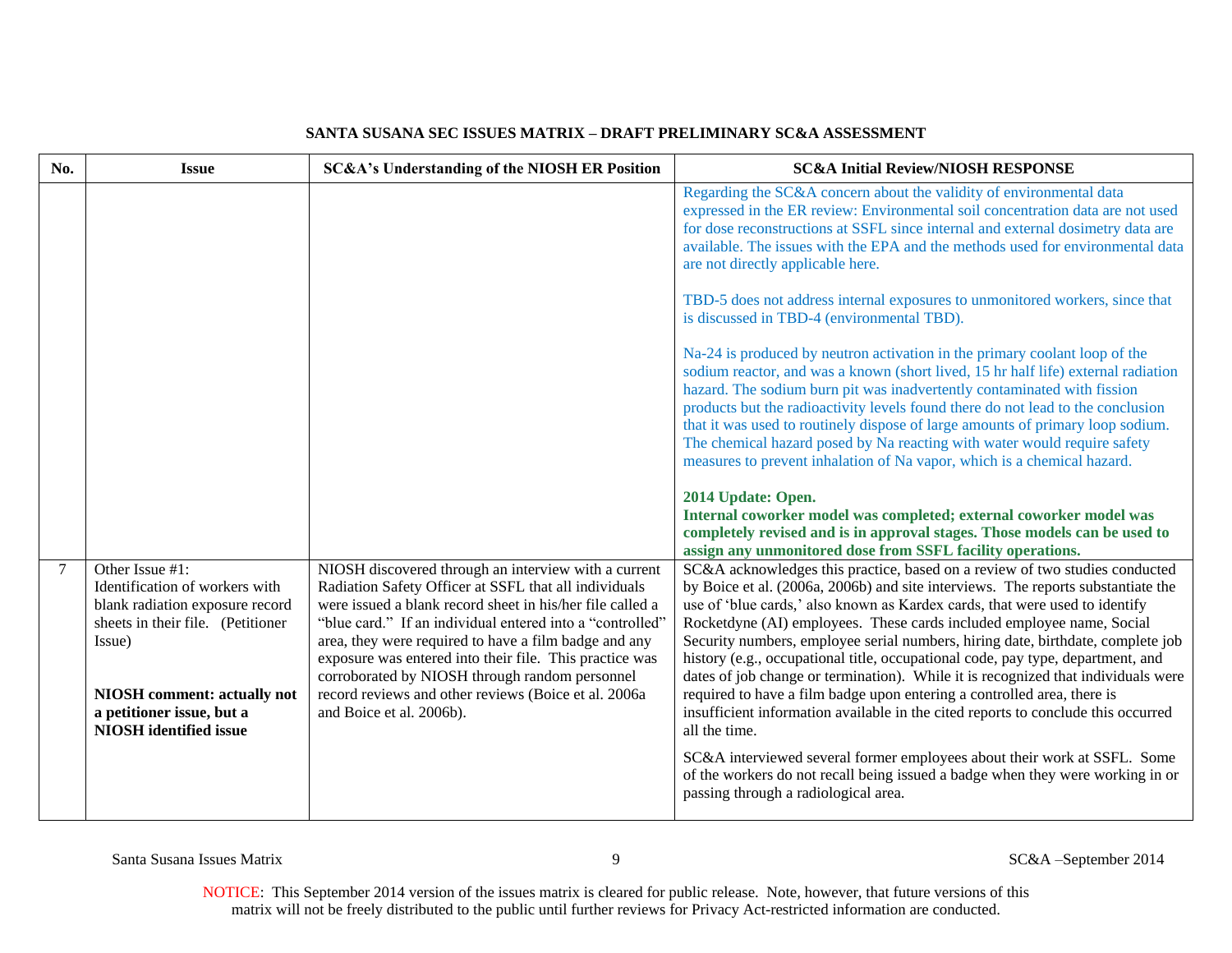**SANTA SUSANA SEC ISSUES MATRIX – DRAFT PRELIMINARY SC&A ASSESSMENT**

| No. | Issue | SC&A's Understanding of the NIOSH ER Position | SC&A Initial Review/NIOSH RESPONSE |
|---|---|---|---|
| | | | Regarding the SC&A concern about the validity of environmental data expressed in the ER review: Environmental soil concentration data are not used for dose reconstructions at SSFL since internal and external dosimetry data are available. The issues with the EPA and the methods used for environmental data are not directly applicable here.<br><br>TBD-5 does not address internal exposures to unmonitored workers, since that is discussed in TBD-4 (environmental TBD).<br><br>Na-24 is produced by neutron activation in the primary coolant loop of the sodium reactor, and was a known (short lived, 15 hr half life) external radiation hazard. The sodium burn pit was inadvertently contaminated with fission products but the radioactivity levels found there do not lead to the conclusion that it was used to routinely dispose of large amounts of primary loop sodium. The chemical hazard posed by Na reacting with water would require safety measures to prevent inhalation of Na vapor, which is a chemical hazard.<br><br>**2014 Update: Open.**<br>**Internal coworker model was completed; external coworker model was completely revised and is in approval stages. Those models can be used to assign any unmonitored dose from SSFL facility operations.** |
| 7 | Other Issue #1:<br>Identification of workers with blank radiation exposure record sheets in their file. (Petitioner Issue)<br><br>**NIOSH comment: actually not a petitioner issue, but a NIOSH identified issue** | NIOSH discovered through an interview with a current Radiation Safety Officer at SSFL that all individuals were issued a blank record sheet in his/her file called a "blue card." If an individual entered into a "controlled" area, they were required to have a film badge and any exposure was entered into their file. This practice was corroborated by NIOSH through random personnel record reviews and other reviews (Boice et al. 2006a and Boice et al. 2006b). | SC&A acknowledges this practice, based on a review of two studies conducted by Boice et al. (2006a, 2006b) and site interviews. The reports substantiate the use of 'blue cards,' also known as Kardex cards, that were used to identify Rocketdyne (AI) employees. These cards included employee name, Social Security numbers, employee serial numbers, hiring date, birthdate, complete job history (e.g., occupational title, occupational code, pay type, department, and dates of job change or termination). While it is recognized that individuals were required to have a film badge upon entering a controlled area, there is insufficient information available in the cited reports to conclude this occurred all the time.<br><br>SC&A interviewed several former employees about their work at SSFL. Some of the workers do not recall being issued a badge when they were working in or passing through a radiological area. |

NOTICE: This September 2014 version of the issues matrix is cleared for public release. Note, however, that future versions of this matrix will not be freely distributed to the public until further reviews for Privacy Act-restricted information are conducted.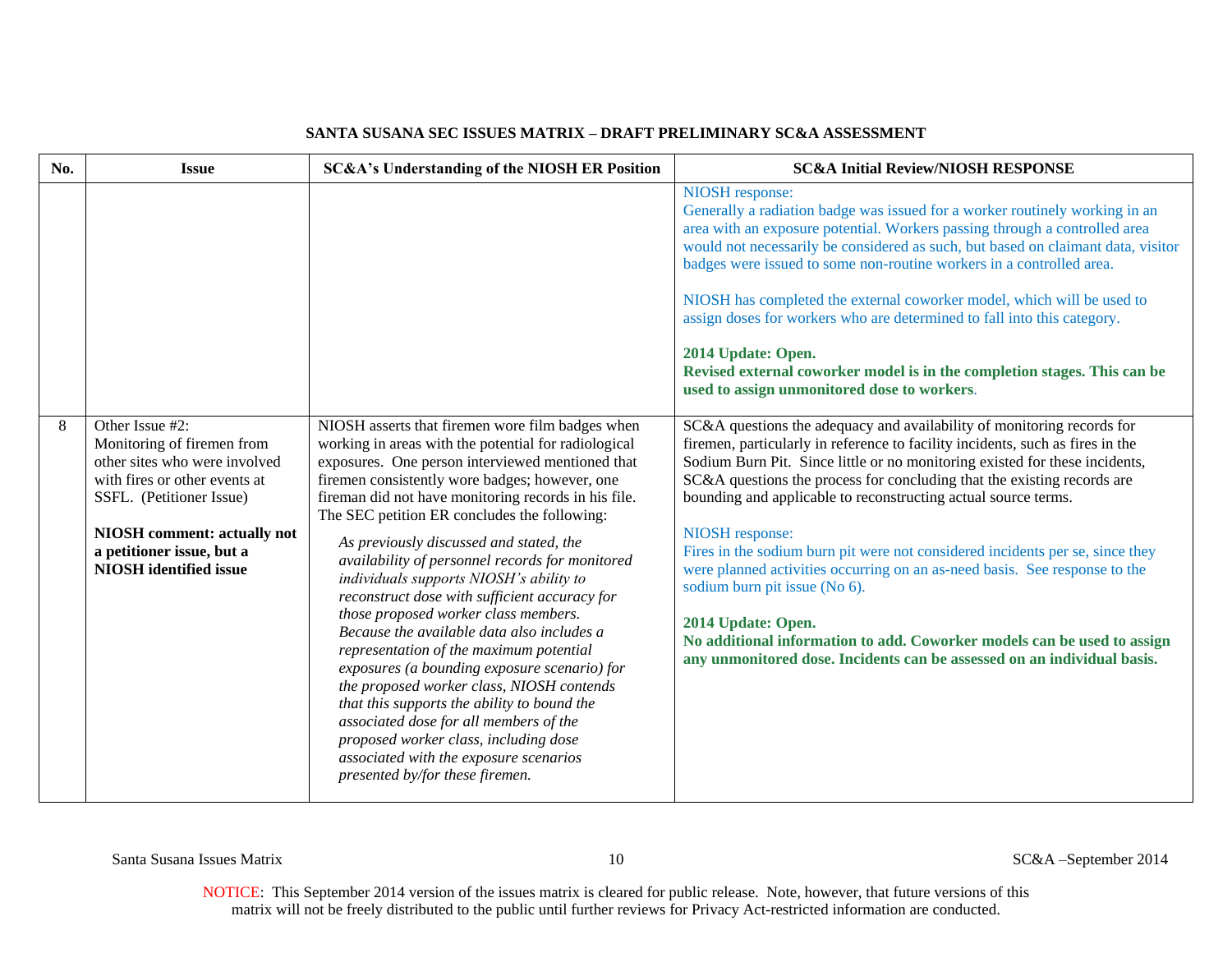## SANTA SUSANA SEC ISSUES MATRIX – DRAFT PRELIMINARY SC&A ASSESSMENT

| No. | Issue | SC&A's Understanding of the NIOSH ER Position | SC&A Initial Review/NIOSH RESPONSE |
|---|---|---|---|
| | | | NIOSH response:<br>Generally a radiation badge was issued for a worker routinely working in an area with an exposure potential. Workers passing through a controlled area would not necessarily be considered as such, but based on claimant data, visitor badges were issued to some non-routine workers in a controlled area.<br><br>NIOSH has completed the external coworker model, which will be used to assign doses for workers who are determined to fall into this category.<br><br>**2014 Update: Open.**<br>**Revised external coworker model is in the completion stages. This can be used to assign unmonitored dose to workers**. |
| 8 | Other Issue #2:<br>Monitoring of firemen from other sites who were involved with fires or other events at SSFL. (Petitioner Issue)<br><br>**NIOSH comment: actually not a petitioner issue, but a NIOSH identified issue** | NIOSH asserts that firemen wore film badges when working in areas with the potential for radiological exposures. One person interviewed mentioned that firemen consistently wore badges; however, one fireman did not have monitoring records in his file. The SEC petition ER concludes the following:<br><br>*As previously discussed and stated, the availability of personnel records for monitored individuals supports NIOSH's ability to reconstruct dose with sufficient accuracy for those proposed worker class members. Because the available data also includes a representation of the maximum potential exposures (a bounding exposure scenario) for the proposed worker class, NIOSH contends that this supports the ability to bound the associated dose for all members of the proposed worker class, including dose associated with the exposure scenarios presented by/for these firemen.* | SC&A questions the adequacy and availability of monitoring records for firemen, particularly in reference to facility incidents, such as fires in the Sodium Burn Pit. Since little or no monitoring existed for these incidents, SC&A questions the process for concluding that the existing records are bounding and applicable to reconstructing actual source terms.<br><br>NIOSH response:<br>Fires in the sodium burn pit were not considered incidents per se, since they were planned activities occurring on an as-need basis. See response to the sodium burn pit issue (No 6).<br><br>**2014 Update: Open.**<br>**No additional information to add. Coworker models can be used to assign any unmonitored dose. Incidents can be assessed on an individual basis.** |

NOTICE: This September 2014 version of the issues matrix is cleared for public release. Note, however, that future versions of this matrix will not be freely distributed to the public until further reviews for Privacy Act-restricted information are conducted.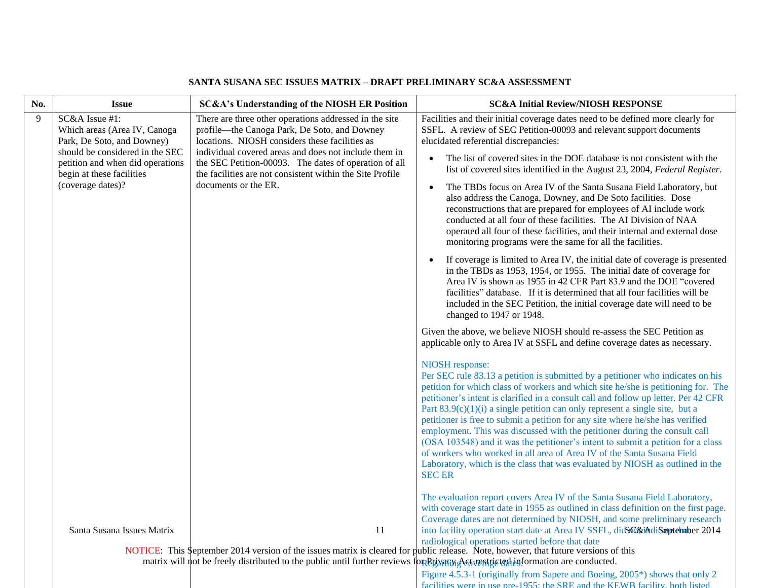**SANTA SUSANA SEC ISSUES MATRIX – DRAFT PRELIMINARY SC&A ASSESSMENT**

| No. | Issue | SC&A's Understanding of the NIOSH ER Position | SC&A Initial Review/NIOSH RESPONSE |
|---|---|---|---|
| 9 | SC&A Issue #1: Which areas (Area IV, Canoga Park, De Soto, and Downey) should be considered in the SEC petition and when did operations begin at these facilities (coverage dates)? | There are three other operations addressed in the site profile—the Canoga Park, De Soto, and Downey locations. NIOSH considers these facilities as individual covered areas and does not include them in the SEC Petition-00093. The dates of operation of all the facilities are not consistent within the Site Profile documents or the ER. | Facilities and their initial coverage dates need to be defined more clearly for SSFL. A review of SEC Petition-00093 and relevant support documents elucidated referential discrepancies:<br><br>• The list of covered sites in the DOE database is not consistent with the list of covered sites identified in the August 23, 2004, *Federal Register*.<br><br>• The TBDs focus on Area IV of the Santa Susana Field Laboratory, but also address the Canoga, Downey, and De Soto facilities. Dose reconstructions that are prepared for employees of AI include work conducted at all four of these facilities. The AI Division of NAA operated all four of these facilities, and their internal and external dose monitoring programs were the same for all the facilities.<br><br>• If coverage is limited to Area IV, the initial date of coverage is presented in the TBDs as 1953, 1954, or 1955. The initial date of coverage for Area IV is shown as 1955 in 42 CFR Part 83.9 and the DOE "covered facilities" database. If it is determined that all four facilities will be included in the SEC Petition, the initial coverage date will need to be changed to 1947 or 1948.<br><br>Given the above, we believe NIOSH should re-assess the SEC Petition as applicable only to Area IV at SSFL and define coverage dates as necessary.<br><br>NIOSH response:<br>Per SEC rule 83.13 a petition is submitted by a petitioner who indicates on his petition for which class of workers and which site he/she is petitioning for. The petitioner's intent is clarified in a consult call and follow up letter. Per 42 CFR Part 83.9(c)(1)(i) a single petition can only represent a single site, but a petitioner is free to submit a petition for any site where he/she has verified employment. This was discussed with the petitioner during the consult call (OSA 103548) and it was the petitioner's intent to submit a petition for a class of workers who worked in all area of Area IV of the Santa Susana Field Laboratory, which is the class that was evaluated by NIOSH as outlined in the SEC ER<br><br>The evaluation report covers Area IV of the Santa Susana Field Laboratory, with coverage start date in 1955 as outlined in class definition on the first page. Coverage dates are not determined by NIOSH, and some preliminary research into facility operation start date at Area IV SSFL, did not indicate that radiological operations started before that date<br><br>Regarding coverage dates:<br>Figure 4.5.3-1 (originally from Sapere and Boeing, 2005*) shows that only 2 facilities were in use pre-1955: the SRE and the KEWB facility, both listed |

NOTICE: This September 2014 version of the issues matrix is cleared for public release. Note, however, that future versions of this matrix will not be freely distributed to the public until further reviews for Privacy Act-restricted information are conducted.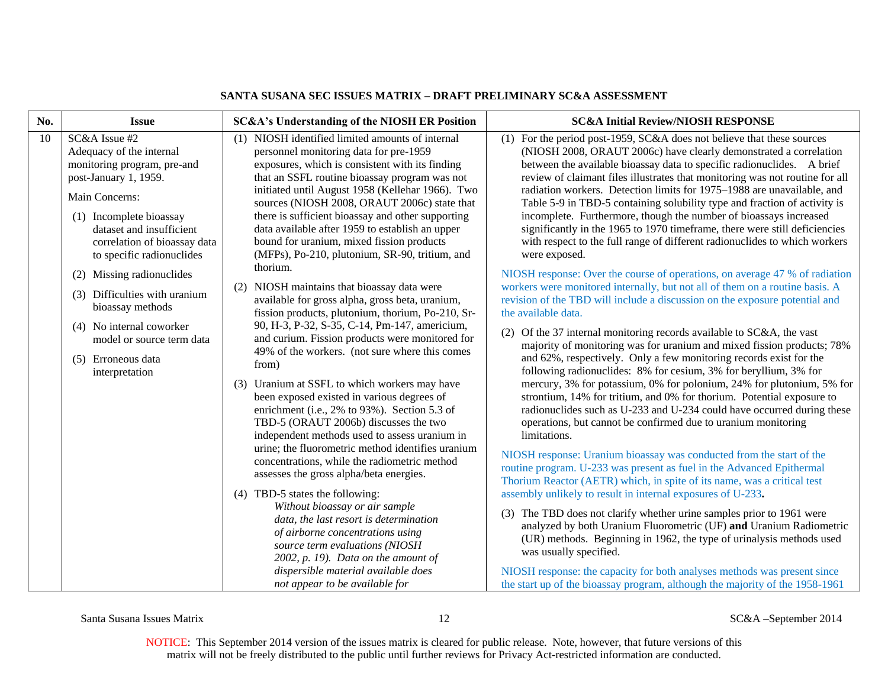## SANTA SUSANA SEC ISSUES MATRIX – DRAFT PRELIMINARY SC&A ASSESSMENT

| No. | Issue | SC&A's Understanding of the NIOSH ER Position | SC&A Initial Review/NIOSH RESPONSE |
|---|---|---|---|
| 10 | SC&A Issue #2<br>Adequacy of the internal monitoring program, pre-and post-January 1, 1959.<br><br>Main Concerns:<br><br>(1) Incomplete bioassay dataset and insufficient correlation of bioassay data to specific radionuclides<br><br>(2) Missing radionuclides<br><br>(3) Difficulties with uranium bioassay methods<br><br>(4) No internal coworker model or source term data<br><br>(5) Erroneous data interpretation | (1) NIOSH identified limited amounts of internal personnel monitoring data for pre-1959 exposures, which is consistent with its finding that an SSFL routine bioassay program was not initiated until August 1958 (Kellehar 1966). Two sources (NIOSH 2008, ORAUT 2006c) state that there is sufficient bioassay and other supporting data available after 1959 to establish an upper bound for uranium, mixed fission products (MFPs), Po-210, plutonium, SR-90, tritium, and thorium.<br><br>(2) NIOSH maintains that bioassay data were available for gross alpha, gross beta, uranium, fission products, plutonium, thorium, Po-210, Sr-90, H-3, P-32, S-35, C-14, Pm-147, americium, and curium. Fission products were monitored for 49% of the workers. (not sure where this comes from)<br><br>(3) Uranium at SSFL to which workers may have been exposed existed in various degrees of enrichment (i.e., 2% to 93%). Section 5.3 of TBD-5 (ORAUT 2006b) discusses the two independent methods used to assess uranium in urine; the fluorometric method identifies uranium concentrations, while the radiometric method assesses the gross alpha/beta energies.<br><br>(4) TBD-5 states the following:<br>*Without bioassay or air sample data, the last resort is determination of airborne concentrations using source term evaluations (NIOSH 2002, p. 19). Data on the amount of dispersible material available does not appear to be available for* | (1) For the period post-1959, SC&A does not believe that these sources (NIOSH 2008, ORAUT 2006c) have clearly demonstrated a correlation between the available bioassay data to specific radionuclides. A brief review of claimant files illustrates that monitoring was not routine for all radiation workers. Detection limits for 1975–1988 are unavailable, and Table 5-9 in TBD-5 containing solubility type and fraction of activity is incomplete. Furthermore, though the number of bioassays increased significantly in the 1965 to 1970 timeframe, there were still deficiencies with respect to the full range of different radionuclides to which workers were exposed.<br><br>NIOSH response: Over the course of operations, on average 47 % of radiation workers were monitored internally, but not all of them on a routine basis. A revision of the TBD will include a discussion on the exposure potential and the available data.<br><br>(2) Of the 37 internal monitoring records available to SC&A, the vast majority of monitoring was for uranium and mixed fission products; 78% and 62%, respectively. Only a few monitoring records exist for the following radionuclides: 8% for cesium, 3% for beryllium, 3% for mercury, 3% for potassium, 0% for polonium, 24% for plutonium, 5% for strontium, 14% for tritium, and 0% for thorium. Potential exposure to radionuclides such as U-233 and U-234 could have occurred during these operations, but cannot be confirmed due to uranium monitoring limitations.<br><br>NIOSH response: Uranium bioassay was conducted from the start of the routine program. U-233 was present as fuel in the Advanced Epithermal Thorium Reactor (AETR) which, in spite of its name, was a critical test assembly unlikely to result in internal exposures of U-233**.**<br><br>(3) The TBD does not clarify whether urine samples prior to 1961 were analyzed by both Uranium Fluorometric (UF) **and** Uranium Radiometric (UR) methods. Beginning in 1962, the type of urinalysis methods used was usually specified.<br><br>NIOSH response: the capacity for both analyses methods was present since the start up of the bioassay program, although the majority of the 1958-1961 |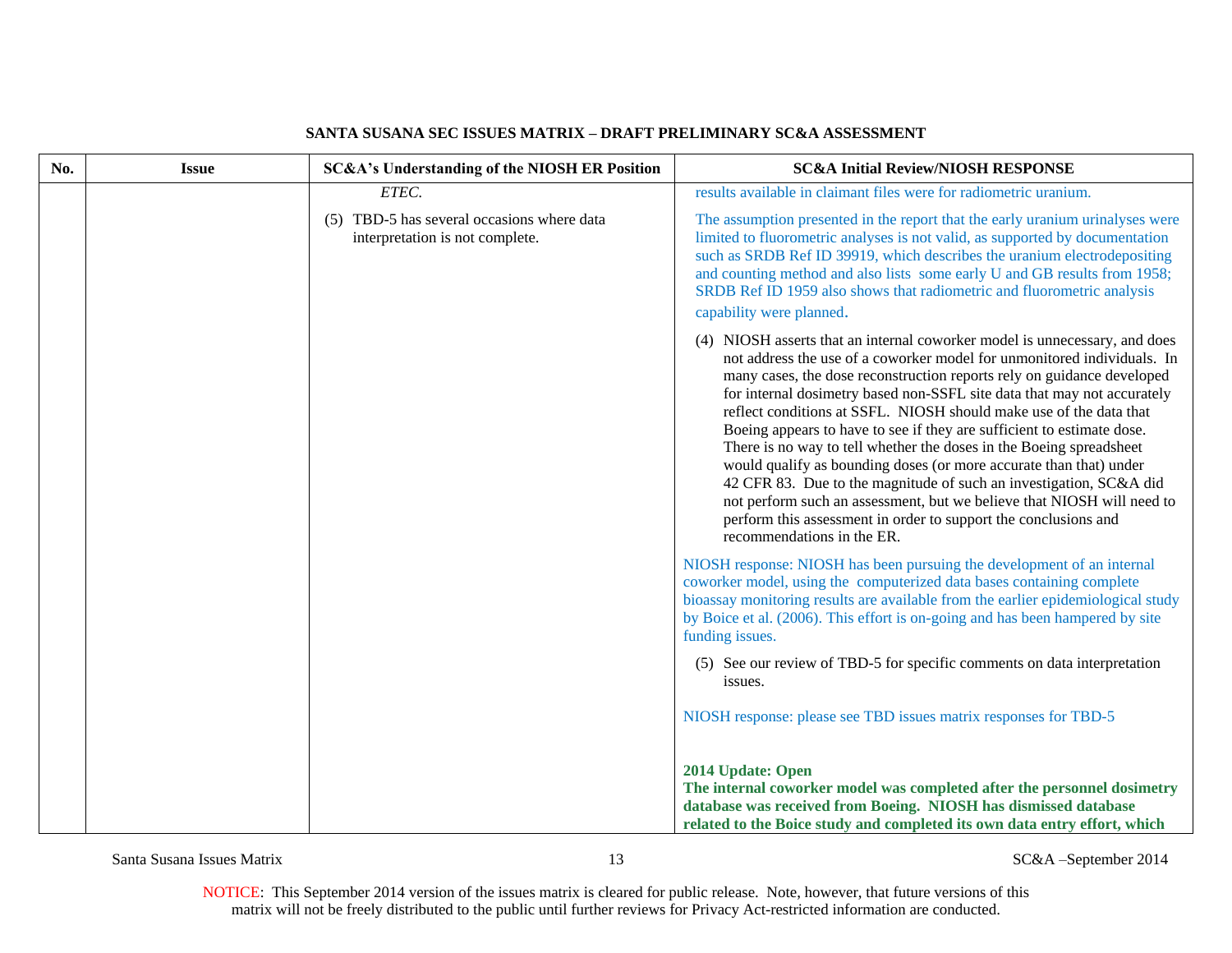## SANTA SUSANA SEC ISSUES MATRIX – DRAFT PRELIMINARY SC&A ASSESSMENT

| No. | Issue | SC&A's Understanding of the NIOSH ER Position | SC&A Initial Review/NIOSH RESPONSE |
|---|---|---|---|
| | | *ETEC.*<br><br>(5) TBD-5 has several occasions where data interpretation is not complete. | results available in claimant files were for radiometric uranium.<br><br>The assumption presented in the report that the early uranium urinalyses were limited to fluorometric analyses is not valid, as supported by documentation such as SRDB Ref ID 39919, which describes the uranium electrodepositing and counting method and also lists some early U and GB results from 1958; SRDB Ref ID 1959 also shows that radiometric and fluorometric analysis capability were planned.<br><br>(4) NIOSH asserts that an internal coworker model is unnecessary, and does not address the use of a coworker model for unmonitored individuals. In many cases, the dose reconstruction reports rely on guidance developed for internal dosimetry based non-SSFL site data that may not accurately reflect conditions at SSFL. NIOSH should make use of the data that Boeing appears to have to see if they are sufficient to estimate dose. There is no way to tell whether the doses in the Boeing spreadsheet would qualify as bounding doses (or more accurate than that) under 42 CFR 83. Due to the magnitude of such an investigation, SC&A did not perform such an assessment, but we believe that NIOSH will need to perform this assessment in order to support the conclusions and recommendations in the ER.<br><br>NIOSH response: NIOSH has been pursuing the development of an internal coworker model, using the computerized data bases containing complete bioassay monitoring results are available from the earlier epidemiological study by Boice et al. (2006). This effort is on-going and has been hampered by site funding issues.<br><br>(5) See our review of TBD-5 for specific comments on data interpretation issues.<br><br>NIOSH response: please see TBD issues matrix responses for TBD-5<br><br>**2014 Update: Open**<br>**The internal coworker model was completed after the personnel dosimetry database was received from Boeing. NIOSH has dismissed database related to the Boice study and completed its own data entry effort, which** |

NOTICE: This September 2014 version of the issues matrix is cleared for public release. Note, however, that future versions of this matrix will not be freely distributed to the public until further reviews for Privacy Act-restricted information are conducted.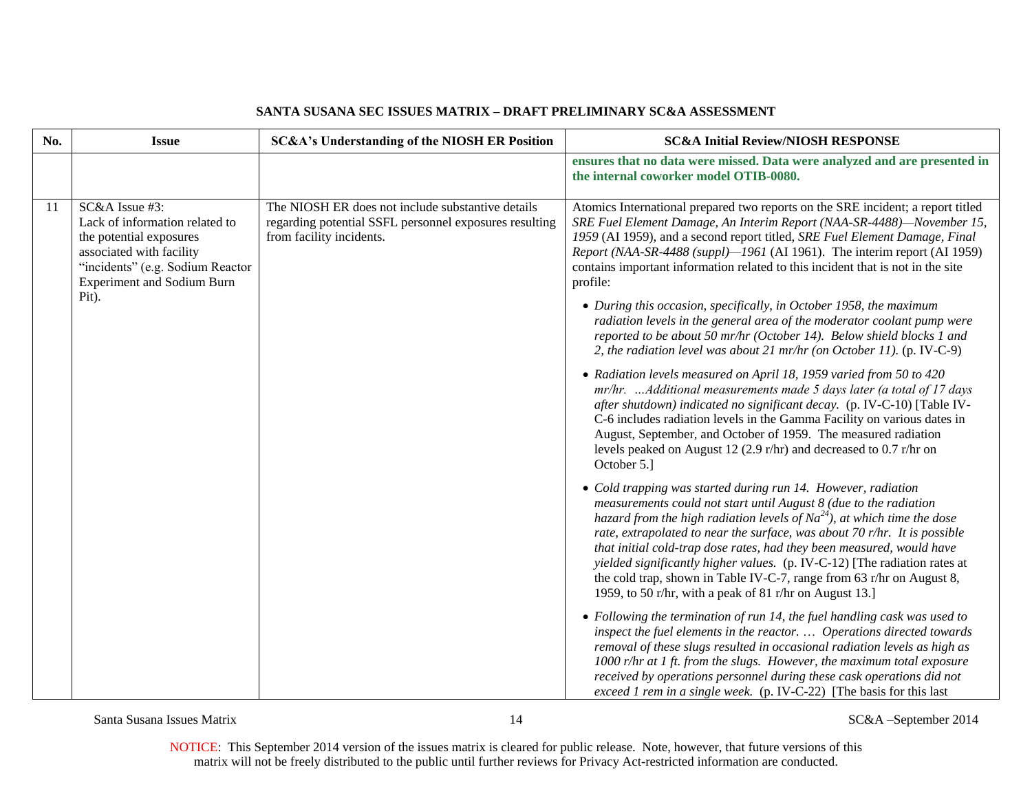**SANTA SUSANA SEC ISSUES MATRIX – DRAFT PRELIMINARY SC&A ASSESSMENT**

| No. | Issue | SC&A's Understanding of the NIOSH ER Position | SC&A Initial Review/NIOSH RESPONSE |
|---|---|---|---|
| | | | **ensures that no data were missed. Data were analyzed and are presented in the internal coworker model OTIB-0080.** |
| 11 | SC&A Issue #3: Lack of information related to the potential exposures associated with facility "incidents" (e.g. Sodium Reactor Experiment and Sodium Burn Pit). | The NIOSH ER does not include substantive details regarding potential SSFL personnel exposures resulting from facility incidents. | Atomics International prepared two reports on the SRE incident; a report titled *SRE Fuel Element Damage, An Interim Report (NAA-SR-4488)—November 15, 1959* (AI 1959), and a second report titled, *SRE Fuel Element Damage, Final Report (NAA-SR-4488 (suppl)—1961* (AI 1961). The interim report (AI 1959) contains important information related to this incident that is not in the site profile:<br><br>• *During this occasion, specifically, in October 1958, the maximum radiation levels in the general area of the moderator coolant pump were reported to be about 50 mr/hr (October 14). Below shield blocks 1 and 2, the radiation level was about 21 mr/hr (on October 11).* (p. IV-C-9)<br><br>• *Radiation levels measured on April 18, 1959 varied from 50 to 420 mr/hr. …Additional measurements made 5 days later (a total of 17 days after shutdown) indicated no significant decay.* (p. IV-C-10) [Table IV-C-6 includes radiation levels in the Gamma Facility on various dates in August, September, and October of 1959. The measured radiation levels peaked on August 12 (2.9 r/hr) and decreased to 0.7 r/hr on October 5.]<br><br>• *Cold trapping was started during run 14. However, radiation measurements could not start until August 8 (due to the radiation hazard from the high radiation levels of $Na^{24}$), at which time the dose rate, extrapolated to near the surface, was about 70 r/hr. It is possible that initial cold-trap dose rates, had they been measured, would have yielded significantly higher values.* (p. IV-C-12) [The radiation rates at the cold trap, shown in Table IV-C-7, range from 63 r/hr on August 8, 1959, to 50 r/hr, with a peak of 81 r/hr on August 13.]<br><br>• *Following the termination of run 14, the fuel handling cask was used to inspect the fuel elements in the reactor. … Operations directed towards removal of these slugs resulted in occasional radiation levels as high as 1000 r/hr at 1 ft. from the slugs. However, the maximum total exposure received by operations personnel during these cask operations did not exceed 1 rem in a single week.* (p. IV-C-22) [The basis for this last |

NOTICE: This September 2014 version of the issues matrix is cleared for public release. Note, however, that future versions of this matrix will not be freely distributed to the public until further reviews for Privacy Act-restricted information are conducted.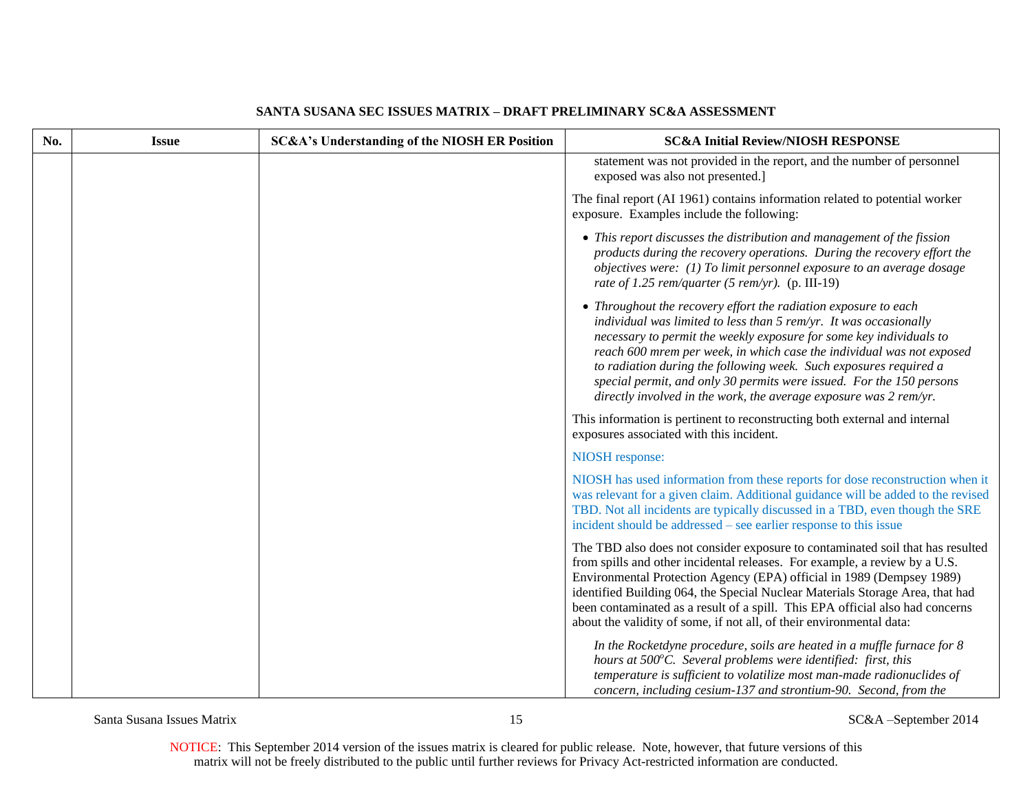## SANTA SUSANA SEC ISSUES MATRIX – DRAFT PRELIMINARY SC&A ASSESSMENT

| No. | Issue | SC&A's Understanding of the NIOSH ER Position | SC&A Initial Review/NIOSH RESPONSE |
|---|---|---|---|
| | | | statement was not provided in the report, and the number of personnel exposed was also not presented.]<br><br>The final report (AI 1961) contains information related to potential worker exposure. Examples include the following:<br><br>• *This report discusses the distribution and management of the fission products during the recovery operations. During the recovery effort the objectives were: (1) To limit personnel exposure to an average dosage rate of 1.25 rem/quarter (5 rem/yr).* (p. III-19)<br><br>• *Throughout the recovery effort the radiation exposure to each individual was limited to less than 5 rem/yr. It was occasionally necessary to permit the weekly exposure for some key individuals to reach 600 mrem per week, in which case the individual was not exposed to radiation during the following week. Such exposures required a special permit, and only 30 permits were issued. For the 150 persons directly involved in the work, the average exposure was 2 rem/yr.*<br><br>This information is pertinent to reconstructing both external and internal exposures associated with this incident.<br><br>NIOSH response:<br><br>NIOSH has used information from these reports for dose reconstruction when it was relevant for a given claim. Additional guidance will be added to the revised TBD. Not all incidents are typically discussed in a TBD, even though the SRE incident should be addressed – see earlier response to this issue<br><br>The TBD also does not consider exposure to contaminated soil that has resulted from spills and other incidental releases. For example, a review by a U.S. Environmental Protection Agency (EPA) official in 1989 (Dempsey 1989) identified Building 064, the Special Nuclear Materials Storage Area, that had been contaminated as a result of a spill. This EPA official also had concerns about the validity of some, if not all, of their environmental data:<br><br>*In the Rocketdyne procedure, soils are heated in a muffle furnace for 8 hours at 500°C. Several problems were identified: first, this temperature is sufficient to volatilize most man-made radionuclides of concern, including cesium-137 and strontium-90. Second, from the* |

NOTICE: This September 2014 version of the issues matrix is cleared for public release. Note, however, that future versions of this matrix will not be freely distributed to the public until further reviews for Privacy Act-restricted information are conducted.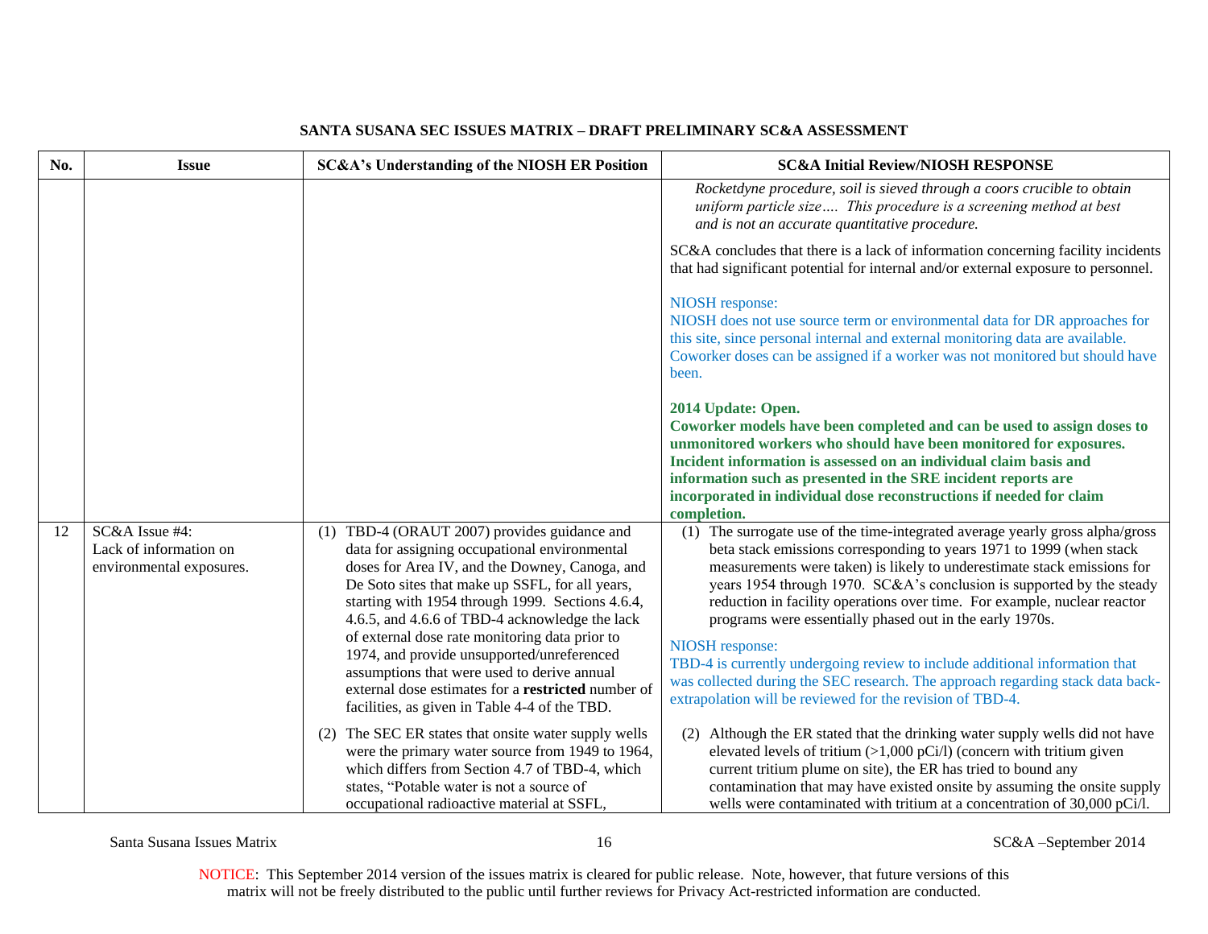**SANTA SUSANA SEC ISSUES MATRIX – DRAFT PRELIMINARY SC&A ASSESSMENT**

| No. | Issue | SC&A's Understanding of the NIOSH ER Position | SC&A Initial Review/NIOSH RESPONSE |
|---|---|---|---|
| | | | *Rocketdyne procedure, soil is sieved through a coors crucible to obtain uniform particle size…. This procedure is a screening method at best and is not an accurate quantitative procedure.*<br><br>SC&A concludes that there is a lack of information concerning facility incidents that had significant potential for internal and/or external exposure to personnel.<br><br>NIOSH response:<br>NIOSH does not use source term or environmental data for DR approaches for this site, since personal internal and external monitoring data are available. Coworker doses can be assigned if a worker was not monitored but should have been.<br><br>**2014 Update: Open.**<br>**Coworker models have been completed and can be used to assign doses to unmonitored workers who should have been monitored for exposures. Incident information is assessed on an individual claim basis and information such as presented in the SRE incident reports are incorporated in individual dose reconstructions if needed for claim completion.** |
| 12 | SC&A Issue #4:<br>Lack of information on environmental exposures. | (1) TBD-4 (ORAUT 2007) provides guidance and data for assigning occupational environmental doses for Area IV, and the Downey, Canoga, and De Soto sites that make up SSFL, for all years, starting with 1954 through 1999. Sections 4.6.4, 4.6.5, and 4.6.6 of TBD-4 acknowledge the lack of external dose rate monitoring data prior to 1974, and provide unsupported/unreferenced assumptions that were used to derive annual external dose estimates for a **restricted** number of facilities, as given in Table 4-4 of the TBD.<br><br>(2) The SEC ER states that onsite water supply wells were the primary water source from 1949 to 1964, which differs from Section 4.7 of TBD-4, which states, "Potable water is not a source of occupational radioactive material at SSFL, | (1) The surrogate use of the time-integrated average yearly gross alpha/gross beta stack emissions corresponding to years 1971 to 1999 (when stack measurements were taken) is likely to underestimate stack emissions for years 1954 through 1970. SC&A's conclusion is supported by the steady reduction in facility operations over time. For example, nuclear reactor programs were essentially phased out in the early 1970s.<br><br>NIOSH response:<br>TBD-4 is currently undergoing review to include additional information that was collected during the SEC research. The approach regarding stack data back-extrapolation will be reviewed for the revision of TBD-4.<br><br>(2) Although the ER stated that the drinking water supply wells did not have elevated levels of tritium (>1,000 pCi/l) (concern with tritium given current tritium plume on site), the ER has tried to bound any contamination that may have existed onsite by assuming the onsite supply wells were contaminated with tritium at a concentration of 30,000 pCi/l. |

NOTICE: This September 2014 version of the issues matrix is cleared for public release. Note, however, that future versions of this matrix will not be freely distributed to the public until further reviews for Privacy Act-restricted information are conducted.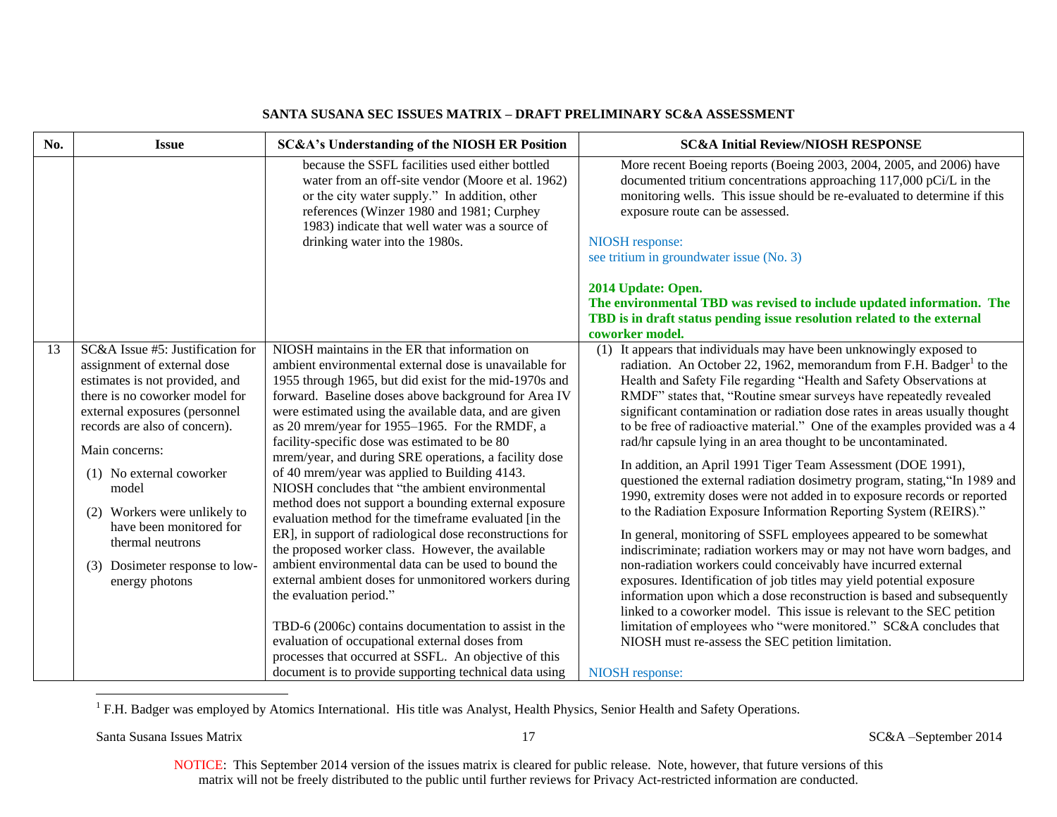## SANTA SUSANA SEC ISSUES MATRIX – DRAFT PRELIMINARY SC&A ASSESSMENT

| No. | Issue | SC&A's Understanding of the NIOSH ER Position | SC&A Initial Review/NIOSH RESPONSE |
|---|---|---|---|
| | | because the SSFL facilities used either bottled water from an off-site vendor (Moore et al. 1962) or the city water supply." In addition, other references (Winzer 1980 and 1981; Curphey 1983) indicate that well water was a source of drinking water into the 1980s. | More recent Boeing reports (Boeing 2003, 2004, 2005, and 2006) have documented tritium concentrations approaching 117,000 pCi/L in the monitoring wells. This issue should be re-evaluated to determine if this exposure route can be assessed.<br><br>NIOSH response:<br>see tritium in groundwater issue (No. 3)<br><br>**2014 Update: Open.**<br>**The environmental TBD was revised to include updated information. The TBD is in draft status pending issue resolution related to the external coworker model.** |
| 13 | SC&A Issue #5: Justification for assignment of external dose estimates is not provided, and there is no coworker model for external exposures (personnel records are also of concern).<br><br>Main concerns:<br>(1) No external coworker model<br>(2) Workers were unlikely to have been monitored for thermal neutrons<br>(3) Dosimeter response to low-energy photons | NIOSH maintains in the ER that information on ambient environmental external dose is unavailable for 1955 through 1965, but did exist for the mid-1970s and forward. Baseline doses above background for Area IV were estimated using the available data, and are given as 20 mrem/year for 1955–1965. For the RMDF, a facility-specific dose was estimated to be 80 mrem/year, and during SRE operations, a facility dose of 40 mrem/year was applied to Building 4143. NIOSH concludes that "the ambient environmental method does not support a bounding external exposure evaluation method for the timeframe evaluated [in the ER], in support of radiological dose reconstructions for the proposed worker class. However, the available ambient environmental data can be used to bound the external ambient doses for unmonitored workers during the evaluation period."<br><br>TBD-6 (2006c) contains documentation to assist in the evaluation of occupational external doses from processes that occurred at SSFL. An objective of this document is to provide supporting technical data using | (1) It appears that individuals may have been unknowingly exposed to radiation. An October 22, 1962, memorandum from F.H. Badger[1] to the Health and Safety File regarding "Health and Safety Observations at RMDF" states that, "Routine smear surveys have repeatedly revealed significant contamination or radiation dose rates in areas usually thought to be free of radioactive material." One of the examples provided was a 4 rad/hr capsule lying in an area thought to be uncontaminated.<br><br>In addition, an April 1991 Tiger Team Assessment (DOE 1991), questioned the external radiation dosimetry program, stating,"In 1989 and 1990, extremity doses were not added in to exposure records or reported to the Radiation Exposure Information Reporting System (REIRS)."<br><br>In general, monitoring of SSFL employees appeared to be somewhat indiscriminate; radiation workers may or may not have worn badges, and non-radiation workers could conceivably have incurred external exposures. Identification of job titles may yield potential exposure information upon which a dose reconstruction is based and subsequently linked to a coworker model. This issue is relevant to the SEC petition limitation of employees who "were monitored." SC&A concludes that NIOSH must re-assess the SEC petition limitation.<br><br>NIOSH response: |

[1] F.H. Badger was employed by Atomics International. His title was Analyst, Health Physics, Senior Health and Safety Operations.

NOTICE: This September 2014 version of the issues matrix is cleared for public release. Note, however, that future versions of this matrix will not be freely distributed to the public until further reviews for Privacy Act-restricted information are conducted.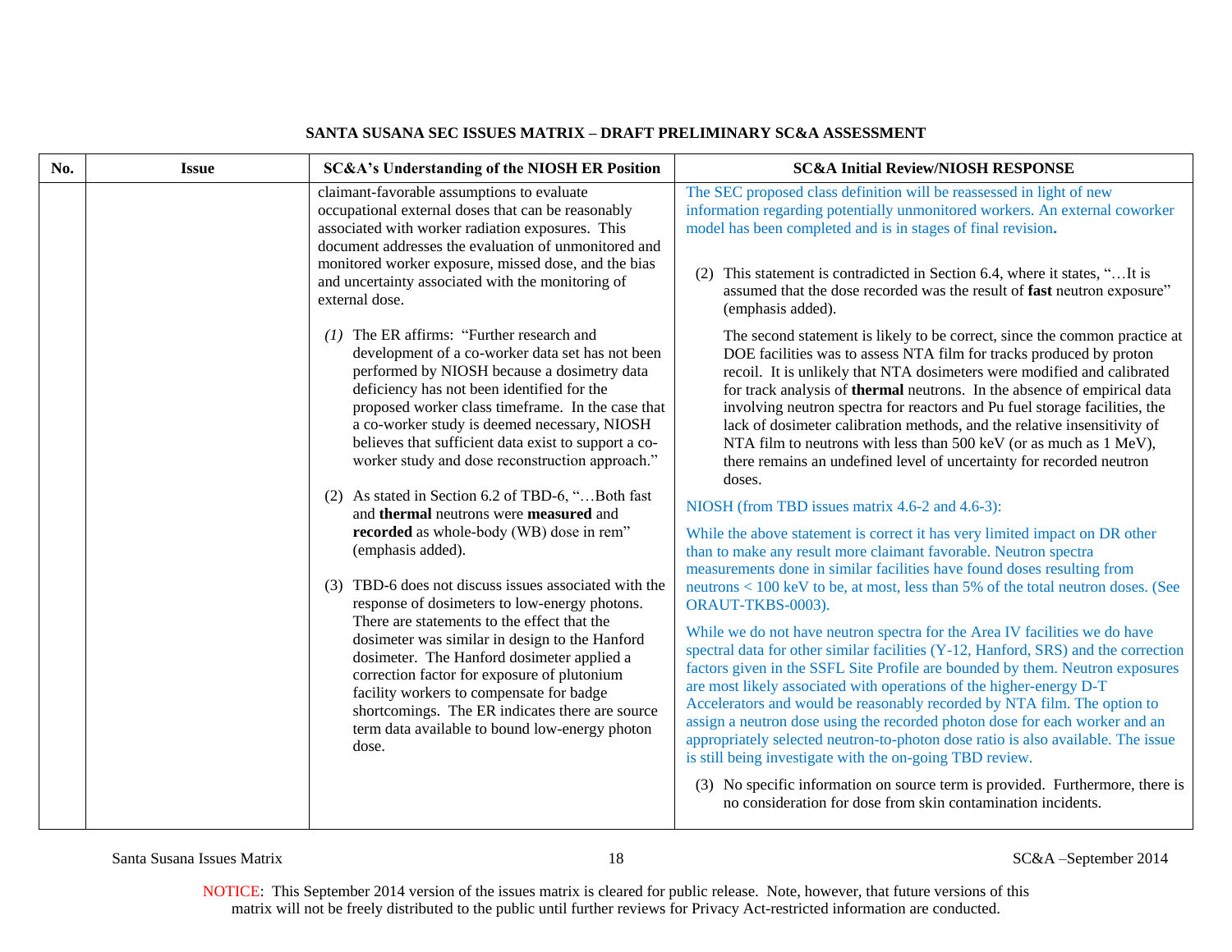**SANTA SUSANA SEC ISSUES MATRIX – DRAFT PRELIMINARY SC&A ASSESSMENT**

| No. | Issue | SC&A's Understanding of the NIOSH ER Position | SC&A Initial Review/NIOSH RESPONSE |
|---|---|---|---|
| | | claimant-favorable assumptions to evaluate occupational external doses that can be reasonably associated with worker radiation exposures. This document addresses the evaluation of unmonitored and monitored worker exposure, missed dose, and the bias and uncertainty associated with the monitoring of external dose.<br><br>*(1)* The ER affirms: "Further research and development of a co-worker data set has not been performed by NIOSH because a dosimetry data deficiency has not been identified for the proposed worker class timeframe. In the case that a co-worker study is deemed necessary, NIOSH believes that sufficient data exist to support a co-worker study and dose reconstruction approach."<br><br>(2) As stated in Section 6.2 of TBD-6, "…Both fast and **thermal** neutrons were **measured** and **recorded** as whole-body (WB) dose in rem" (emphasis added).<br><br>(3) TBD-6 does not discuss issues associated with the response of dosimeters to low-energy photons. There are statements to the effect that the dosimeter was similar in design to the Hanford dosimeter. The Hanford dosimeter applied a correction factor for exposure of plutonium facility workers to compensate for badge shortcomings. The ER indicates there are source term data available to bound low-energy photon dose. | The SEC proposed class definition will be reassessed in light of new information regarding potentially unmonitored workers. An external coworker model has been completed and is in stages of final revision.<br><br>(2) This statement is contradicted in Section 6.4, where it states, "…It is assumed that the dose recorded was the result of **fast** neutron exposure" (emphasis added).<br><br>The second statement is likely to be correct, since the common practice at DOE facilities was to assess NTA film for tracks produced by proton recoil. It is unlikely that NTA dosimeters were modified and calibrated for track analysis of **thermal** neutrons. In the absence of empirical data involving neutron spectra for reactors and Pu fuel storage facilities, the lack of dosimeter calibration methods, and the relative insensitivity of NTA film to neutrons with less than 500 keV (or as much as 1 MeV), there remains an undefined level of uncertainty for recorded neutron doses.<br><br>NIOSH (from TBD issues matrix 4.6-2 and 4.6-3):<br><br>While the above statement is correct it has very limited impact on DR other than to make any result more claimant favorable. Neutron spectra measurements done in similar facilities have found doses resulting from neutrons < 100 keV to be, at most, less than 5% of the total neutron doses. (See ORAUT-TKBS-0003).<br><br>While we do not have neutron spectra for the Area IV facilities we do have spectral data for other similar facilities (Y-12, Hanford, SRS) and the correction factors given in the SSFL Site Profile are bounded by them. Neutron exposures are most likely associated with operations of the higher-energy D-T Accelerators and would be reasonably recorded by NTA film. The option to assign a neutron dose using the recorded photon dose for each worker and an appropriately selected neutron-to-photon dose ratio is also available. The issue is still being investigate with the on-going TBD review.<br><br>(3) No specific information on source term is provided. Furthermore, there is no consideration for dose from skin contamination incidents. |

NOTICE: This September 2014 version of the issues matrix is cleared for public release. Note, however, that future versions of this matrix will not be freely distributed to the public until further reviews for Privacy Act-restricted information are conducted.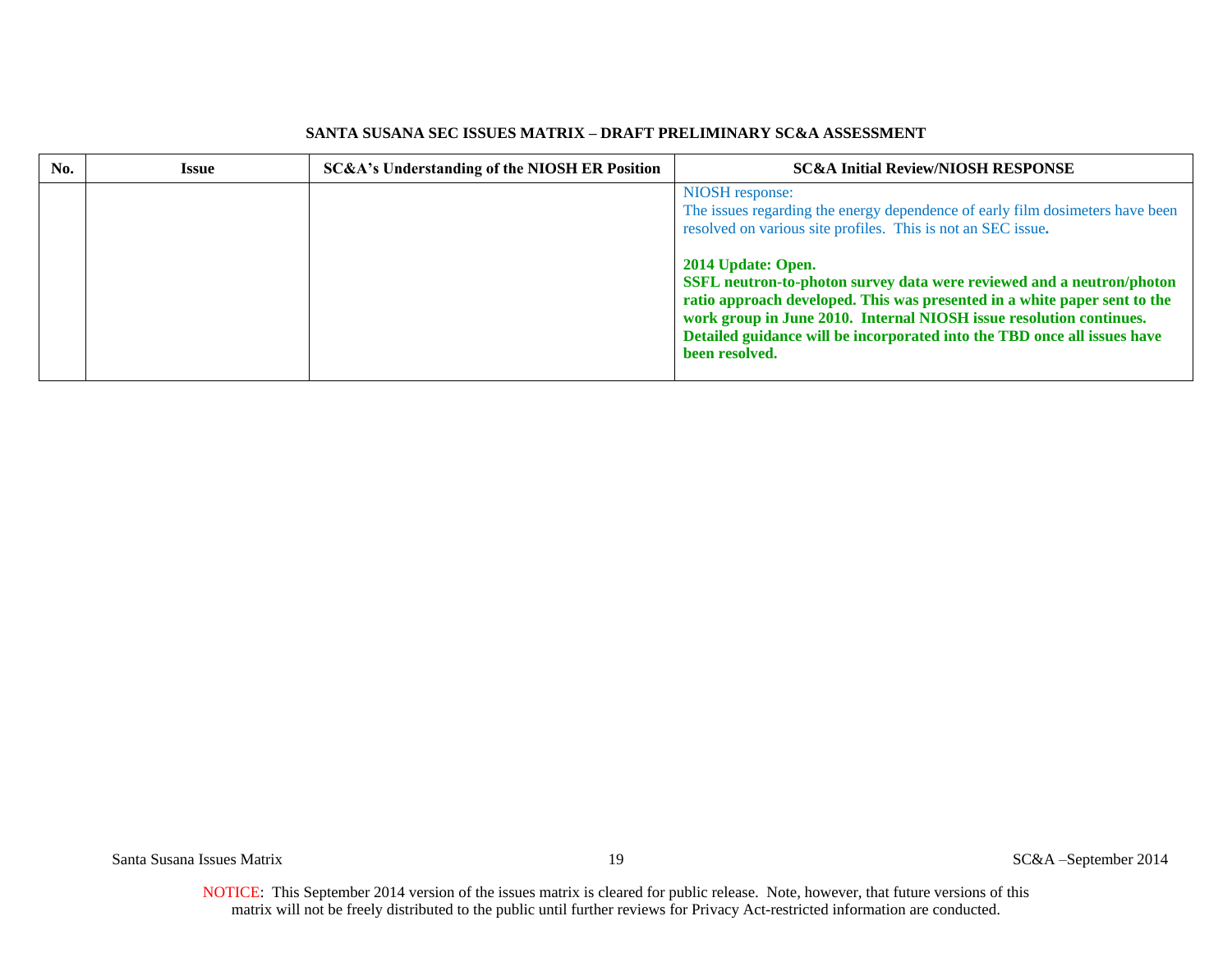**SANTA SUSANA SEC ISSUES MATRIX – DRAFT PRELIMINARY SC&A ASSESSMENT**

| No. | Issue | SC&A's Understanding of the NIOSH ER Position | SC&A Initial Review/NIOSH RESPONSE |
|---|---|---|---|
| | | | NIOSH response:<br>The issues regarding the energy dependence of early film dosimeters have been resolved on various site profiles. This is not an SEC issue.<br><br>**2014 Update: Open.**<br>**SSFL neutron-to-photon survey data were reviewed and a neutron/photon ratio approach developed. This was presented in a white paper sent to the work group in June 2010. Internal NIOSH issue resolution continues. Detailed guidance will be incorporated into the TBD once all issues have been resolved.** |

NOTICE: This September 2014 version of the issues matrix is cleared for public release. Note, however, that future versions of this matrix will not be freely distributed to the public until further reviews for Privacy Act-restricted information are conducted.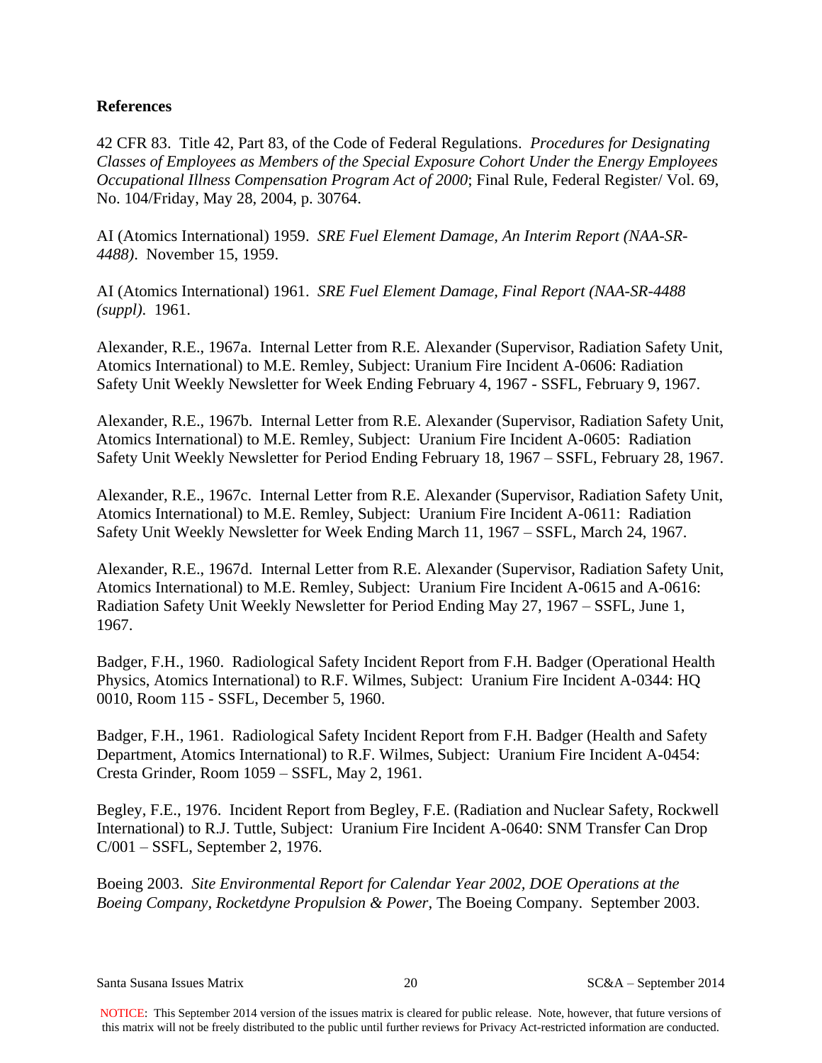**References**

42 CFR 83. Title 42, Part 83, of the Code of Federal Regulations. *Procedures for Designating Classes of Employees as Members of the Special Exposure Cohort Under the Energy Employees Occupational Illness Compensation Program Act of 2000*; Final Rule, Federal Register/ Vol. 69, No. 104/Friday, May 28, 2004, p. 30764.

AI (Atomics International) 1959. *SRE Fuel Element Damage, An Interim Report (NAA-SR-4488)*. November 15, 1959.

AI (Atomics International) 1961. *SRE Fuel Element Damage, Final Report (NAA-SR-4488 (suppl)*. 1961.

Alexander, R.E., 1967a. Internal Letter from R.E. Alexander (Supervisor, Radiation Safety Unit, Atomics International) to M.E. Remley, Subject: Uranium Fire Incident A-0606: Radiation Safety Unit Weekly Newsletter for Week Ending February 4, 1967 - SSFL, February 9, 1967.

Alexander, R.E., 1967b. Internal Letter from R.E. Alexander (Supervisor, Radiation Safety Unit, Atomics International) to M.E. Remley, Subject: Uranium Fire Incident A-0605: Radiation Safety Unit Weekly Newsletter for Period Ending February 18, 1967 – SSFL, February 28, 1967.

Alexander, R.E., 1967c. Internal Letter from R.E. Alexander (Supervisor, Radiation Safety Unit, Atomics International) to M.E. Remley, Subject: Uranium Fire Incident A-0611: Radiation Safety Unit Weekly Newsletter for Week Ending March 11, 1967 – SSFL, March 24, 1967.

Alexander, R.E., 1967d. Internal Letter from R.E. Alexander (Supervisor, Radiation Safety Unit, Atomics International) to M.E. Remley, Subject: Uranium Fire Incident A-0615 and A-0616: Radiation Safety Unit Weekly Newsletter for Period Ending May 27, 1967 – SSFL, June 1, 1967.

Badger, F.H., 1960. Radiological Safety Incident Report from F.H. Badger (Operational Health Physics, Atomics International) to R.F. Wilmes, Subject: Uranium Fire Incident A-0344: HQ 0010, Room 115 - SSFL, December 5, 1960.

Badger, F.H., 1961. Radiological Safety Incident Report from F.H. Badger (Health and Safety Department, Atomics International) to R.F. Wilmes, Subject: Uranium Fire Incident A-0454: Cresta Grinder, Room 1059 – SSFL, May 2, 1961.

Begley, F.E., 1976. Incident Report from Begley, F.E. (Radiation and Nuclear Safety, Rockwell International) to R.J. Tuttle, Subject: Uranium Fire Incident A-0640: SNM Transfer Can Drop C/001 – SSFL, September 2, 1976.

Boeing 2003. *Site Environmental Report for Calendar Year 2002, DOE Operations at the Boeing Company, Rocketdyne Propulsion & Power*, The Boeing Company. September 2003.

NOTICE: This September 2014 version of the issues matrix is cleared for public release. Note, however, that future versions of this matrix will not be freely distributed to the public until further reviews for Privacy Act-restricted information are conducted.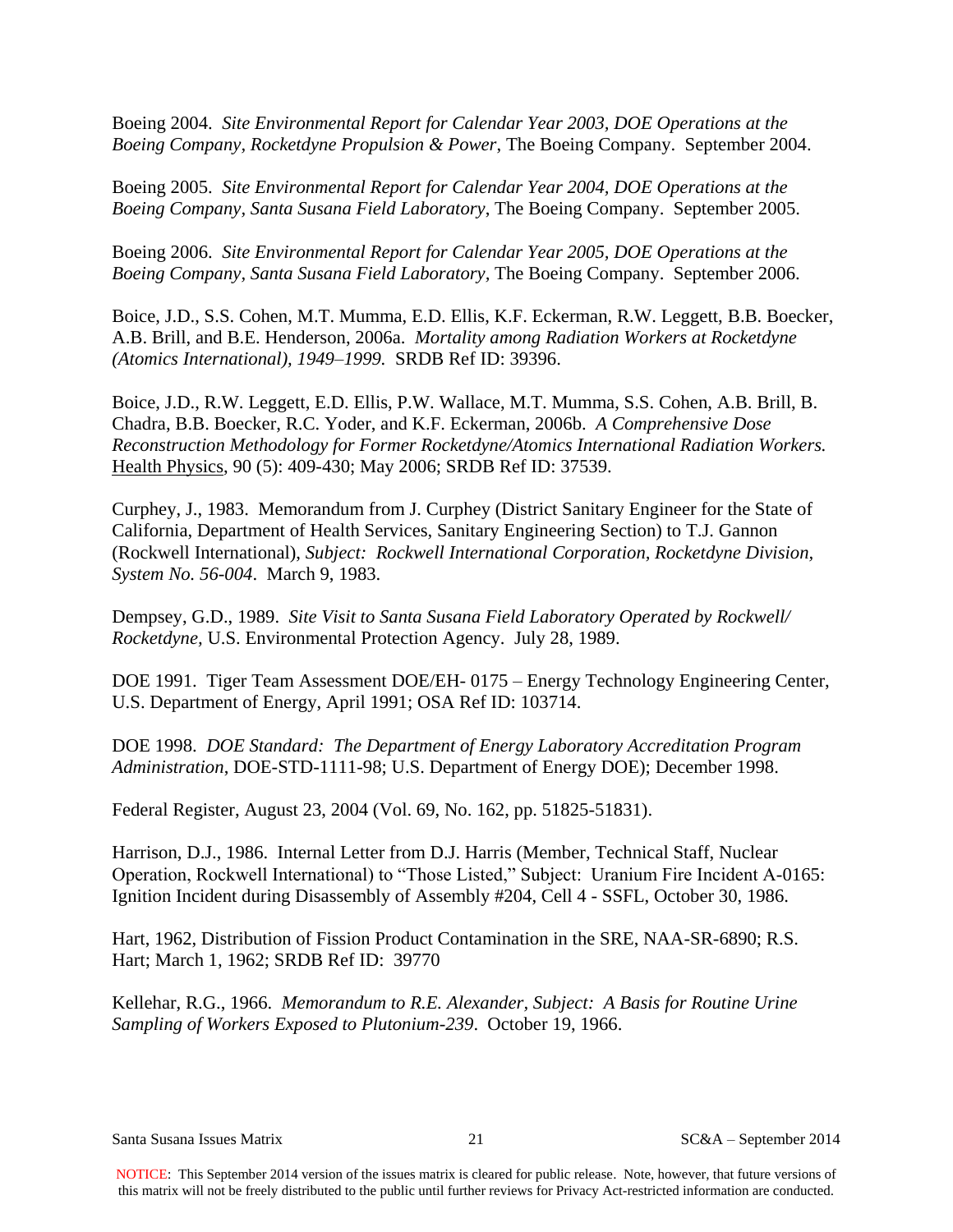Boeing 2004. *Site Environmental Report for Calendar Year 2003, DOE Operations at the Boeing Company, Rocketdyne Propulsion & Power*, The Boeing Company. September 2004.

Boeing 2005. *Site Environmental Report for Calendar Year 2004, DOE Operations at the Boeing Company, Santa Susana Field Laboratory*, The Boeing Company. September 2005.

Boeing 2006. *Site Environmental Report for Calendar Year 2005, DOE Operations at the Boeing Company, Santa Susana Field Laboratory*, The Boeing Company. September 2006.

Boice, J.D., S.S. Cohen, M.T. Mumma, E.D. Ellis, K.F. Eckerman, R.W. Leggett, B.B. Boecker, A.B. Brill, and B.E. Henderson, 2006a. *Mortality among Radiation Workers at Rocketdyne (Atomics International), 1949–1999.* SRDB Ref ID: 39396.

Boice, J.D., R.W. Leggett, E.D. Ellis, P.W. Wallace, M.T. Mumma, S.S. Cohen, A.B. Brill, B. Chadra, B.B. Boecker, R.C. Yoder, and K.F. Eckerman, 2006b. *A Comprehensive Dose Reconstruction Methodology for Former Rocketdyne/Atomics International Radiation Workers.* Health Physics, 90 (5): 409-430; May 2006; SRDB Ref ID: 37539.

Curphey, J., 1983. Memorandum from J. Curphey (District Sanitary Engineer for the State of California, Department of Health Services, Sanitary Engineering Section) to T.J. Gannon (Rockwell International), *Subject: Rockwell International Corporation, Rocketdyne Division, System No. 56-004*. March 9, 1983.

Dempsey, G.D., 1989. *Site Visit to Santa Susana Field Laboratory Operated by Rockwell/ Rocketdyne,* U.S. Environmental Protection Agency. July 28, 1989.

DOE 1991. Tiger Team Assessment DOE/EH- 0175 – Energy Technology Engineering Center, U.S. Department of Energy, April 1991; OSA Ref ID: 103714.

DOE 1998. *DOE Standard: The Department of Energy Laboratory Accreditation Program Administration*, DOE-STD-1111-98; U.S. Department of Energy DOE); December 1998.

Federal Register, August 23, 2004 (Vol. 69, No. 162, pp. 51825-51831).

Harrison, D.J., 1986. Internal Letter from D.J. Harris (Member, Technical Staff, Nuclear Operation, Rockwell International) to "Those Listed," Subject: Uranium Fire Incident A-0165: Ignition Incident during Disassembly of Assembly #204, Cell 4 - SSFL, October 30, 1986.

Hart, 1962, Distribution of Fission Product Contamination in the SRE, NAA-SR-6890; R.S. Hart; March 1, 1962; SRDB Ref ID: 39770

Kellehar, R.G., 1966. *Memorandum to R.E. Alexander, Subject: A Basis for Routine Urine Sampling of Workers Exposed to Plutonium-239*. October 19, 1966.

NOTICE: This September 2014 version of the issues matrix is cleared for public release. Note, however, that future versions of this matrix will not be freely distributed to the public until further reviews for Privacy Act-restricted information are conducted.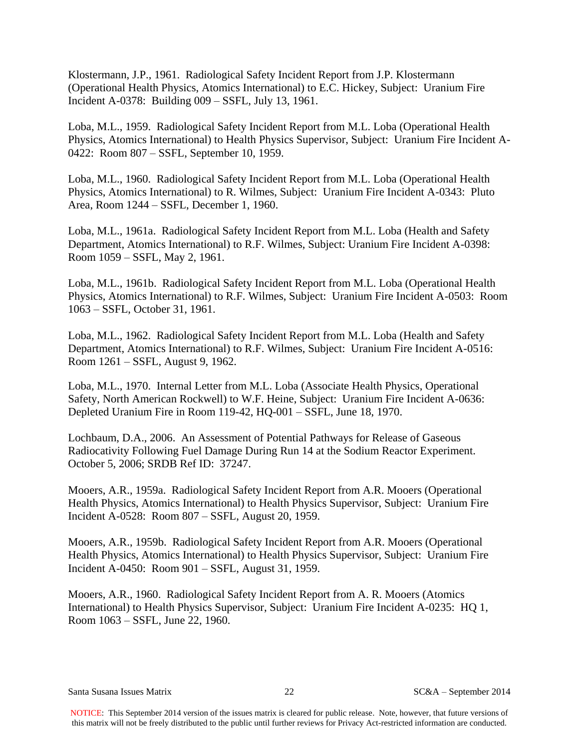Klostermann, J.P., 1961. Radiological Safety Incident Report from J.P. Klostermann (Operational Health Physics, Atomics International) to E.C. Hickey, Subject: Uranium Fire Incident A-0378: Building 009 – SSFL, July 13, 1961.

Loba, M.L., 1959. Radiological Safety Incident Report from M.L. Loba (Operational Health Physics, Atomics International) to Health Physics Supervisor, Subject: Uranium Fire Incident A-0422: Room 807 – SSFL, September 10, 1959.

Loba, M.L., 1960. Radiological Safety Incident Report from M.L. Loba (Operational Health Physics, Atomics International) to R. Wilmes, Subject: Uranium Fire Incident A-0343: Pluto Area, Room 1244 – SSFL, December 1, 1960.

Loba, M.L., 1961a. Radiological Safety Incident Report from M.L. Loba (Health and Safety Department, Atomics International) to R.F. Wilmes, Subject: Uranium Fire Incident A-0398: Room 1059 – SSFL, May 2, 1961.

Loba, M.L., 1961b. Radiological Safety Incident Report from M.L. Loba (Operational Health Physics, Atomics International) to R.F. Wilmes, Subject: Uranium Fire Incident A-0503: Room 1063 – SSFL, October 31, 1961.

Loba, M.L., 1962. Radiological Safety Incident Report from M.L. Loba (Health and Safety Department, Atomics International) to R.F. Wilmes, Subject: Uranium Fire Incident A-0516: Room 1261 – SSFL, August 9, 1962.

Loba, M.L., 1970. Internal Letter from M.L. Loba (Associate Health Physics, Operational Safety, North American Rockwell) to W.F. Heine, Subject: Uranium Fire Incident A-0636: Depleted Uranium Fire in Room 119-42, HQ-001 – SSFL, June 18, 1970.

Lochbaum, D.A., 2006. An Assessment of Potential Pathways for Release of Gaseous Radiocativity Following Fuel Damage During Run 14 at the Sodium Reactor Experiment. October 5, 2006; SRDB Ref ID: 37247.

Mooers, A.R., 1959a. Radiological Safety Incident Report from A.R. Mooers (Operational Health Physics, Atomics International) to Health Physics Supervisor, Subject: Uranium Fire Incident A-0528: Room 807 – SSFL, August 20, 1959.

Mooers, A.R., 1959b. Radiological Safety Incident Report from A.R. Mooers (Operational Health Physics, Atomics International) to Health Physics Supervisor, Subject: Uranium Fire Incident A-0450: Room 901 – SSFL, August 31, 1959.

Mooers, A.R., 1960. Radiological Safety Incident Report from A. R. Mooers (Atomics International) to Health Physics Supervisor, Subject: Uranium Fire Incident A-0235: HQ 1, Room 1063 – SSFL, June 22, 1960.

NOTICE: This September 2014 version of the issues matrix is cleared for public release. Note, however, that future versions of this matrix will not be freely distributed to the public until further reviews for Privacy Act-restricted information are conducted.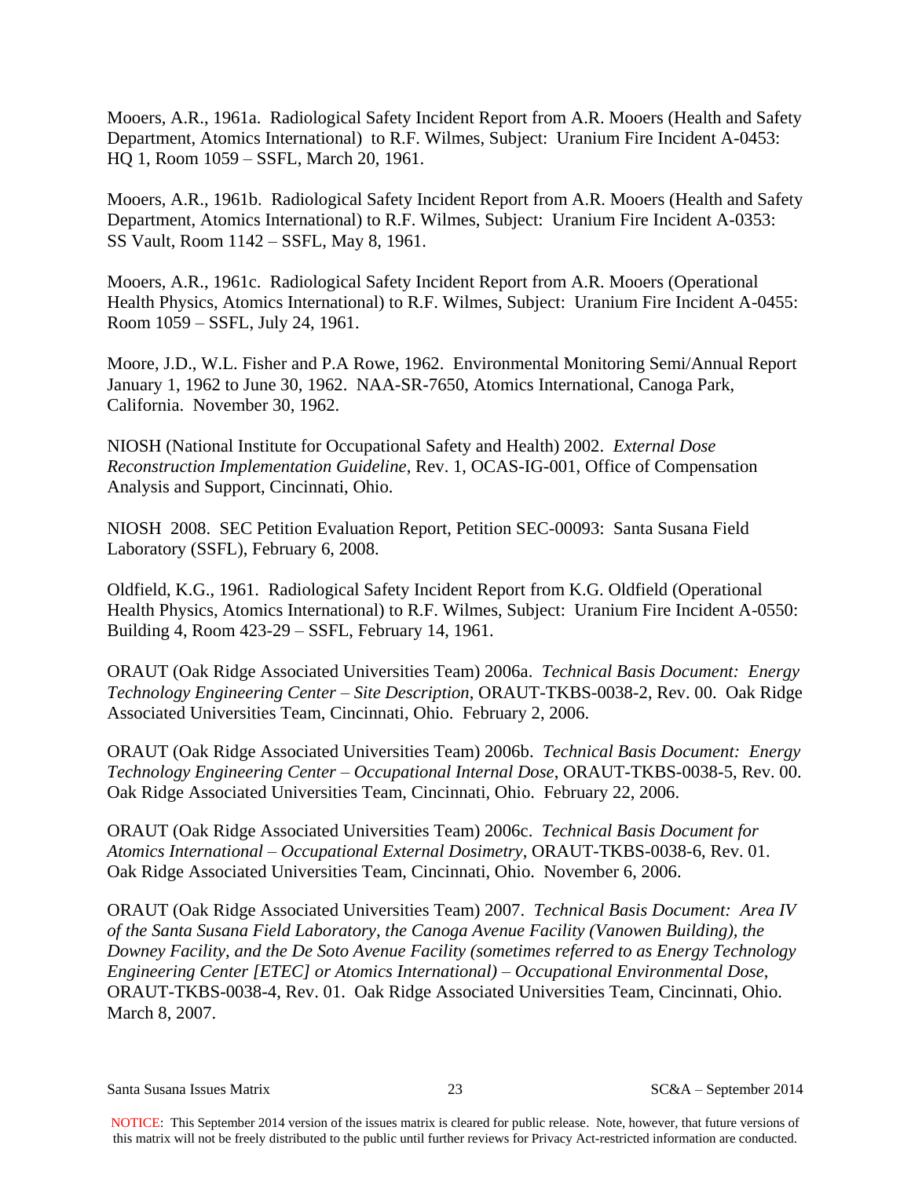Mooers, A.R., 1961a. Radiological Safety Incident Report from A.R. Mooers (Health and Safety Department, Atomics International) to R.F. Wilmes, Subject: Uranium Fire Incident A-0453: HQ 1, Room 1059 – SSFL, March 20, 1961.

Mooers, A.R., 1961b. Radiological Safety Incident Report from A.R. Mooers (Health and Safety Department, Atomics International) to R.F. Wilmes, Subject: Uranium Fire Incident A-0353: SS Vault, Room 1142 – SSFL, May 8, 1961.

Mooers, A.R., 1961c. Radiological Safety Incident Report from A.R. Mooers (Operational Health Physics, Atomics International) to R.F. Wilmes, Subject: Uranium Fire Incident A-0455: Room 1059 – SSFL, July 24, 1961.

Moore, J.D., W.L. Fisher and P.A Rowe, 1962. Environmental Monitoring Semi/Annual Report January 1, 1962 to June 30, 1962. NAA-SR-7650, Atomics International, Canoga Park, California. November 30, 1962.

NIOSH (National Institute for Occupational Safety and Health) 2002. *External Dose Reconstruction Implementation Guideline*, Rev. 1, OCAS-IG-001, Office of Compensation Analysis and Support, Cincinnati, Ohio.

NIOSH 2008. SEC Petition Evaluation Report, Petition SEC-00093: Santa Susana Field Laboratory (SSFL), February 6, 2008.

Oldfield, K.G., 1961. Radiological Safety Incident Report from K.G. Oldfield (Operational Health Physics, Atomics International) to R.F. Wilmes, Subject: Uranium Fire Incident A-0550: Building 4, Room 423-29 – SSFL, February 14, 1961.

ORAUT (Oak Ridge Associated Universities Team) 2006a. *Technical Basis Document: Energy Technology Engineering Center – Site Description*, ORAUT-TKBS-0038-2, Rev. 00. Oak Ridge Associated Universities Team, Cincinnati, Ohio. February 2, 2006.

ORAUT (Oak Ridge Associated Universities Team) 2006b. *Technical Basis Document: Energy Technology Engineering Center – Occupational Internal Dose*, ORAUT-TKBS-0038-5, Rev. 00. Oak Ridge Associated Universities Team, Cincinnati, Ohio. February 22, 2006.

ORAUT (Oak Ridge Associated Universities Team) 2006c. *Technical Basis Document for Atomics International – Occupational External Dosimetry*, ORAUT-TKBS-0038-6, Rev. 01. Oak Ridge Associated Universities Team, Cincinnati, Ohio. November 6, 2006.

ORAUT (Oak Ridge Associated Universities Team) 2007. *Technical Basis Document: Area IV of the Santa Susana Field Laboratory, the Canoga Avenue Facility (Vanowen Building), the Downey Facility, and the De Soto Avenue Facility (sometimes referred to as Energy Technology Engineering Center [ETEC] or Atomics International) – Occupational Environmental Dose*, ORAUT-TKBS-0038-4, Rev. 01. Oak Ridge Associated Universities Team, Cincinnati, Ohio. March 8, 2007.

NOTICE: This September 2014 version of the issues matrix is cleared for public release. Note, however, that future versions of this matrix will not be freely distributed to the public until further reviews for Privacy Act-restricted information are conducted.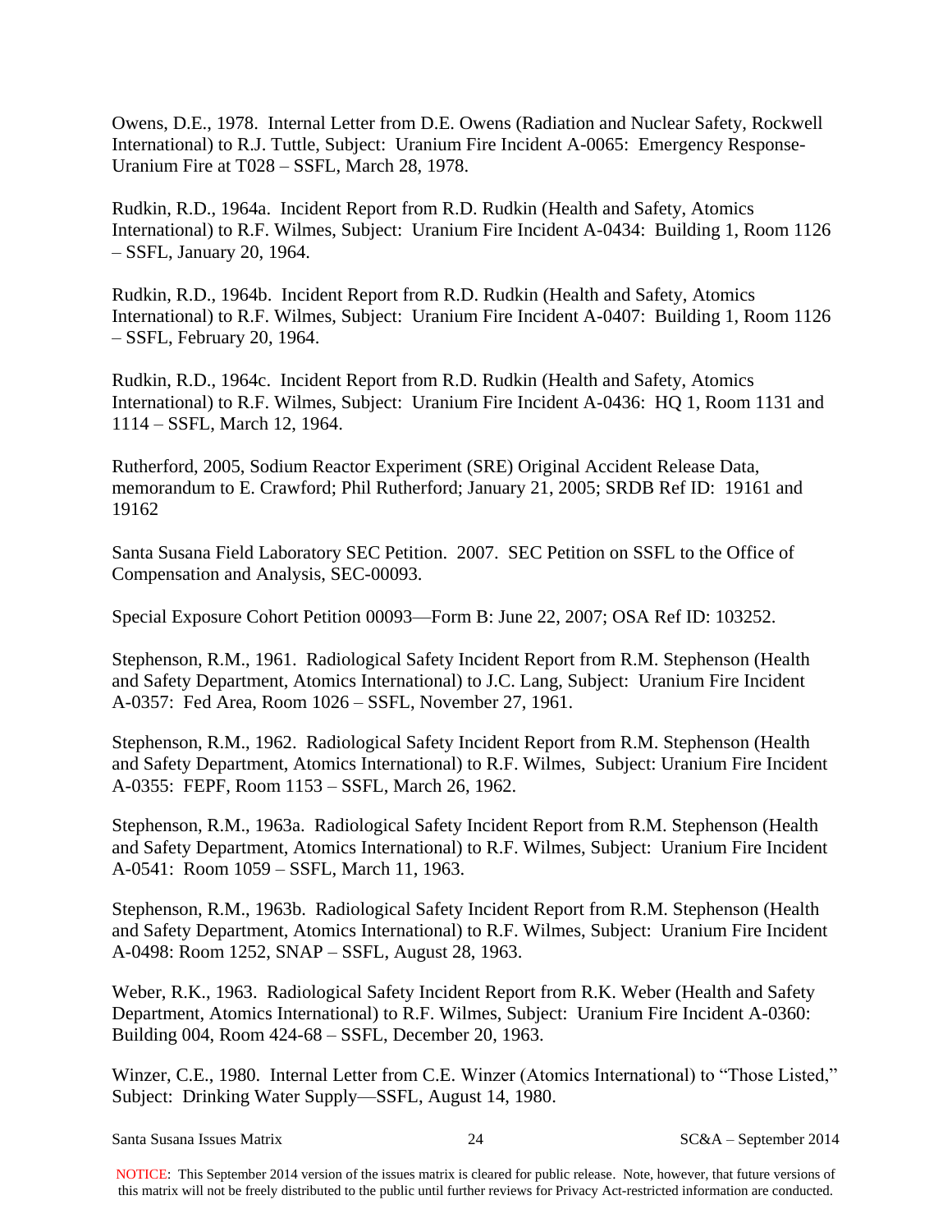Owens, D.E., 1978. Internal Letter from D.E. Owens (Radiation and Nuclear Safety, Rockwell International) to R.J. Tuttle, Subject: Uranium Fire Incident A-0065: Emergency Response-Uranium Fire at T028 – SSFL, March 28, 1978.

Rudkin, R.D., 1964a. Incident Report from R.D. Rudkin (Health and Safety, Atomics International) to R.F. Wilmes, Subject: Uranium Fire Incident A-0434: Building 1, Room 1126 – SSFL, January 20, 1964.

Rudkin, R.D., 1964b. Incident Report from R.D. Rudkin (Health and Safety, Atomics International) to R.F. Wilmes, Subject: Uranium Fire Incident A-0407: Building 1, Room 1126 – SSFL, February 20, 1964.

Rudkin, R.D., 1964c. Incident Report from R.D. Rudkin (Health and Safety, Atomics International) to R.F. Wilmes, Subject: Uranium Fire Incident A-0436: HQ 1, Room 1131 and 1114 – SSFL, March 12, 1964.

Rutherford, 2005, Sodium Reactor Experiment (SRE) Original Accident Release Data, memorandum to E. Crawford; Phil Rutherford; January 21, 2005; SRDB Ref ID: 19161 and 19162

Santa Susana Field Laboratory SEC Petition. 2007. SEC Petition on SSFL to the Office of Compensation and Analysis, SEC-00093.

Special Exposure Cohort Petition 00093—Form B: June 22, 2007; OSA Ref ID: 103252.

Stephenson, R.M., 1961. Radiological Safety Incident Report from R.M. Stephenson (Health and Safety Department, Atomics International) to J.C. Lang, Subject: Uranium Fire Incident A-0357: Fed Area, Room 1026 – SSFL, November 27, 1961.

Stephenson, R.M., 1962. Radiological Safety Incident Report from R.M. Stephenson (Health and Safety Department, Atomics International) to R.F. Wilmes, Subject: Uranium Fire Incident A-0355: FEPF, Room 1153 – SSFL, March 26, 1962.

Stephenson, R.M., 1963a. Radiological Safety Incident Report from R.M. Stephenson (Health and Safety Department, Atomics International) to R.F. Wilmes, Subject: Uranium Fire Incident A-0541: Room 1059 – SSFL, March 11, 1963.

Stephenson, R.M., 1963b. Radiological Safety Incident Report from R.M. Stephenson (Health and Safety Department, Atomics International) to R.F. Wilmes, Subject: Uranium Fire Incident A-0498: Room 1252, SNAP – SSFL, August 28, 1963.

Weber, R.K., 1963. Radiological Safety Incident Report from R.K. Weber (Health and Safety Department, Atomics International) to R.F. Wilmes, Subject: Uranium Fire Incident A-0360: Building 004, Room 424-68 – SSFL, December 20, 1963.

Winzer, C.E., 1980. Internal Letter from C.E. Winzer (Atomics International) to "Those Listed," Subject: Drinking Water Supply—SSFL, August 14, 1980.

NOTICE: This September 2014 version of the issues matrix is cleared for public release. Note, however, that future versions of this matrix will not be freely distributed to the public until further reviews for Privacy Act-restricted information are conducted.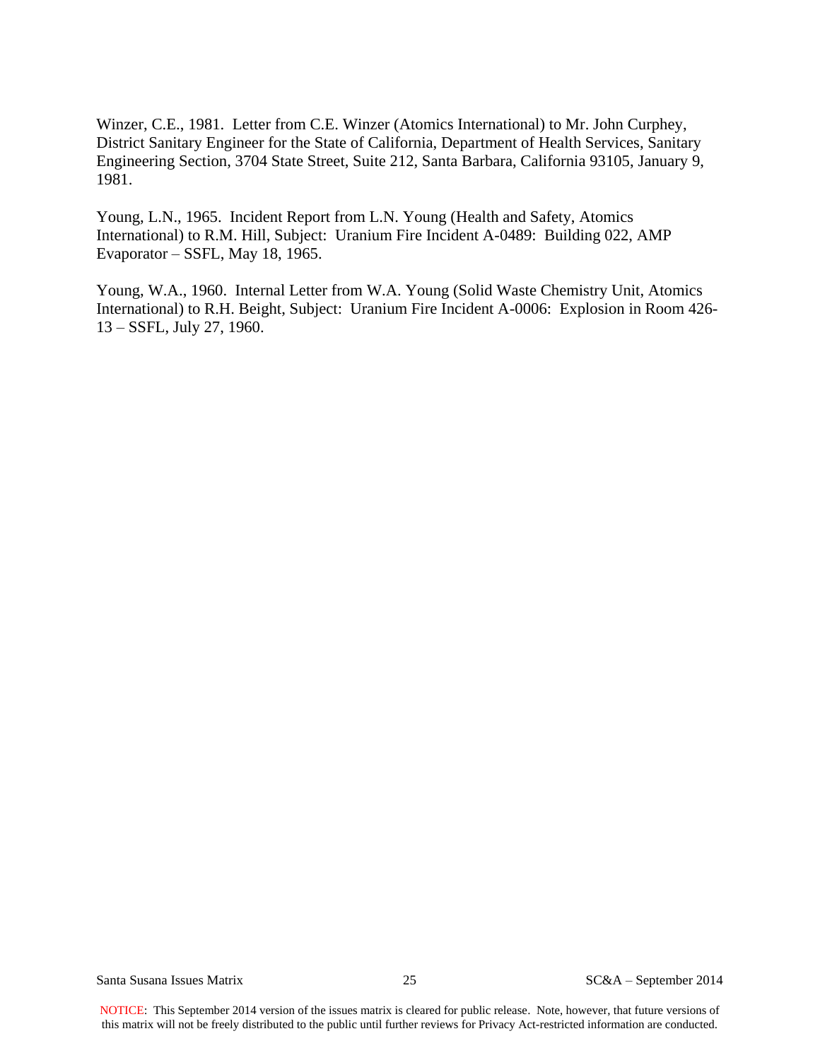Winzer, C.E., 1981. Letter from C.E. Winzer (Atomics International) to Mr. John Curphey, District Sanitary Engineer for the State of California, Department of Health Services, Sanitary Engineering Section, 3704 State Street, Suite 212, Santa Barbara, California 93105, January 9, 1981.

Young, L.N., 1965. Incident Report from L.N. Young (Health and Safety, Atomics International) to R.M. Hill, Subject: Uranium Fire Incident A-0489: Building 022, AMP Evaporator – SSFL, May 18, 1965.

Young, W.A., 1960. Internal Letter from W.A. Young (Solid Waste Chemistry Unit, Atomics International) to R.H. Beight, Subject: Uranium Fire Incident A-0006: Explosion in Room 426-13 – SSFL, July 27, 1960.

NOTICE: This September 2014 version of the issues matrix is cleared for public release. Note, however, that future versions of this matrix will not be freely distributed to the public until further reviews for Privacy Act-restricted information are conducted.